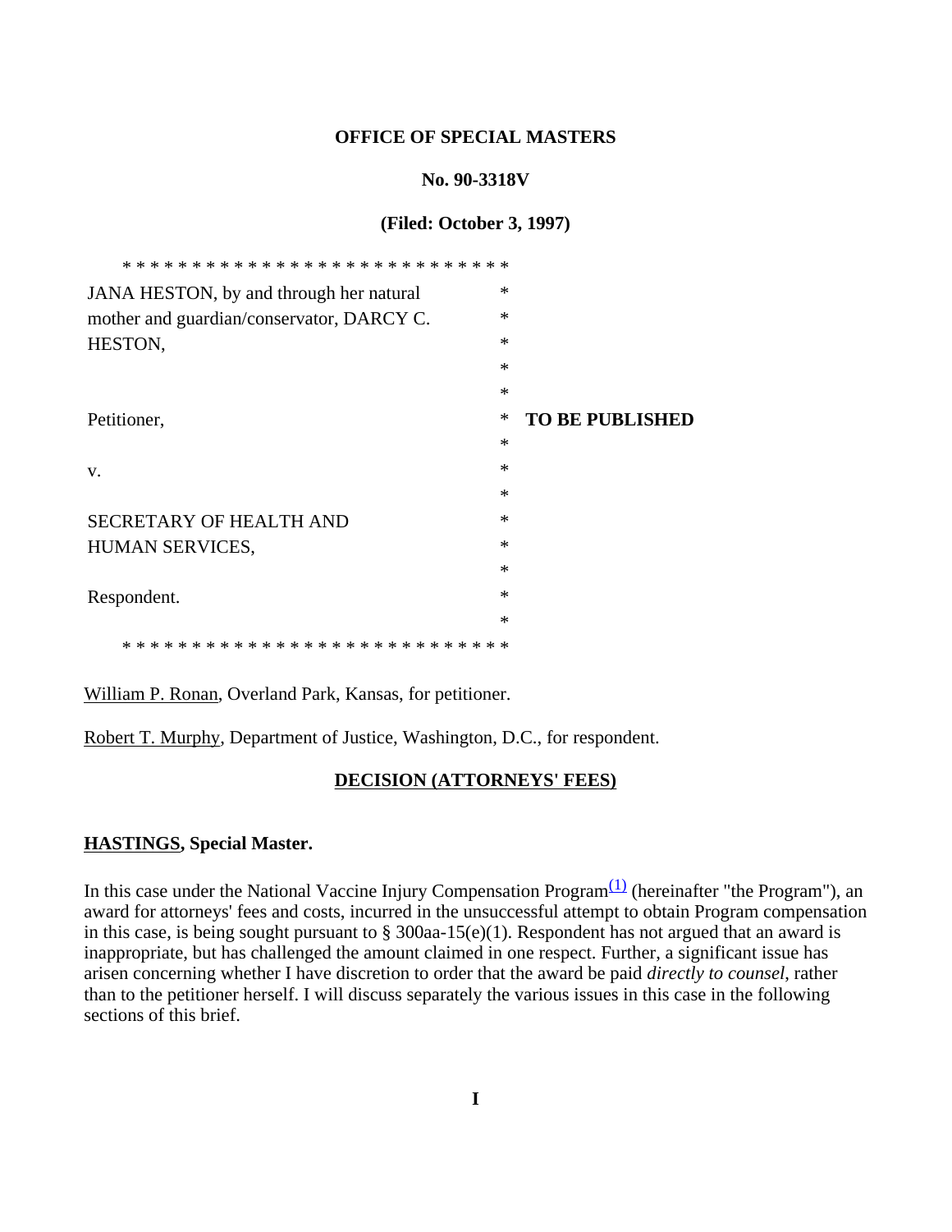**OFFICE OF SPECIAL MASTERS**

**No. 90-3318V**

**(Filed: October 3, 1997)**

| | |
|---|---|
| JANA HESTON, by and through her natural mother and guardian/conservator, DARCY C. HESTON, | |
| Petitioner, | **TO BE PUBLISHED** |
| v. | |
| SECRETARY OF HEALTH AND HUMAN SERVICES, | |
| Respondent. | |

William P. Ronan, Overland Park, Kansas, for petitioner.

Robert T. Murphy, Department of Justice, Washington, D.C., for respondent.

**DECISION (ATTORNEYS' FEES)**

**HASTINGS, Special Master.**

In this case under the National Vaccine Injury Compensation Program[1] (hereinafter "the Program"), an award for attorneys' fees and costs, incurred in the unsuccessful attempt to obtain Program compensation in this case, is being sought pursuant to § 300aa-15(e)(1). Respondent has not argued that an award is inappropriate, but has challenged the amount claimed in one respect. Further, a significant issue has arisen concerning whether I have discretion to order that the award be paid *directly to counsel*, rather than to the petitioner herself. I will discuss separately the various issues in this case in the following sections of this brief.

**I**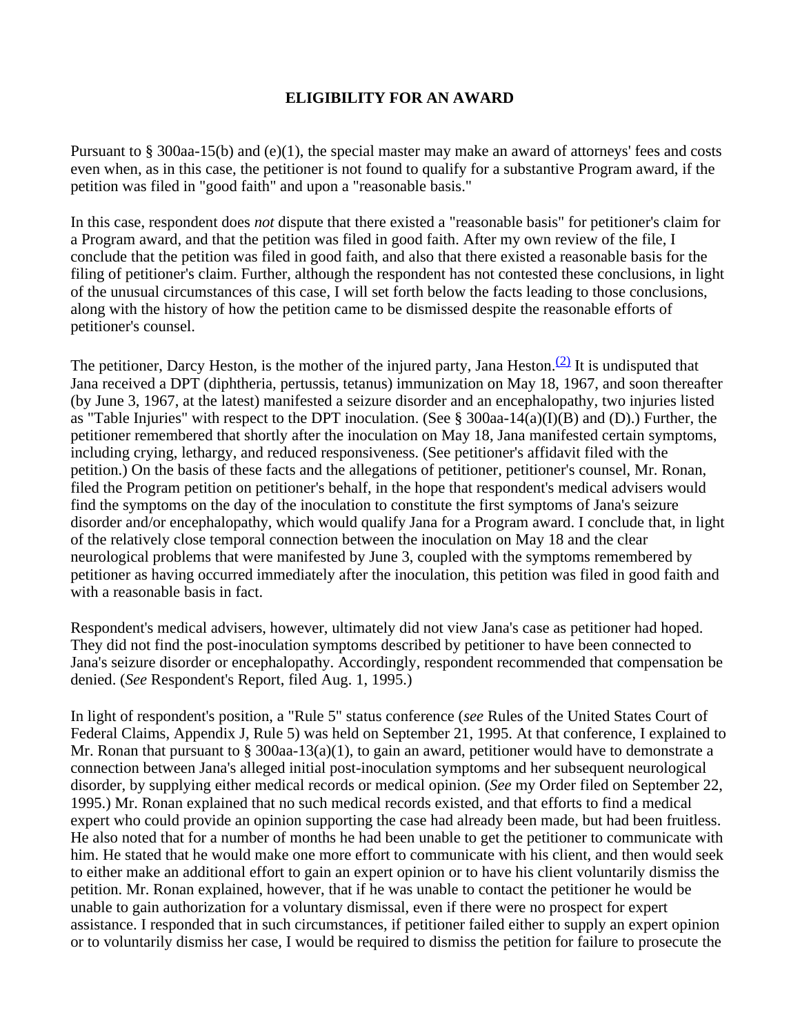## ELIGIBILITY FOR AN AWARD

Pursuant to § 300aa-15(b) and (e)(1), the special master may make an award of attorneys' fees and costs even when, as in this case, the petitioner is not found to qualify for a substantive Program award, if the petition was filed in "good faith" and upon a "reasonable basis."

In this case, respondent does *not* dispute that there existed a "reasonable basis" for petitioner's claim for a Program award, and that the petition was filed in good faith. After my own review of the file, I conclude that the petition was filed in good faith, and also that there existed a reasonable basis for the filing of petitioner's claim. Further, although the respondent has not contested these conclusions, in light of the unusual circumstances of this case, I will set forth below the facts leading to those conclusions, along with the history of how the petition came to be dismissed despite the reasonable efforts of petitioner's counsel.

The petitioner, Darcy Heston, is the mother of the injured party, Jana Heston.[(2)] It is undisputed that Jana received a DPT (diphtheria, pertussis, tetanus) immunization on May 18, 1967, and soon thereafter (by June 3, 1967, at the latest) manifested a seizure disorder and an encephalopathy, two injuries listed as "Table Injuries" with respect to the DPT inoculation. (See § 300aa-14(a)(I)(B) and (D).) Further, the petitioner remembered that shortly after the inoculation on May 18, Jana manifested certain symptoms, including crying, lethargy, and reduced responsiveness. (See petitioner's affidavit filed with the petition.) On the basis of these facts and the allegations of petitioner, petitioner's counsel, Mr. Ronan, filed the Program petition on petitioner's behalf, in the hope that respondent's medical advisers would find the symptoms on the day of the inoculation to constitute the first symptoms of Jana's seizure disorder and/or encephalopathy, which would qualify Jana for a Program award. I conclude that, in light of the relatively close temporal connection between the inoculation on May 18 and the clear neurological problems that were manifested by June 3, coupled with the symptoms remembered by petitioner as having occurred immediately after the inoculation, this petition was filed in good faith and with a reasonable basis in fact.

Respondent's medical advisers, however, ultimately did not view Jana's case as petitioner had hoped. They did not find the post-inoculation symptoms described by petitioner to have been connected to Jana's seizure disorder or encephalopathy. Accordingly, respondent recommended that compensation be denied. (*See* Respondent's Report, filed Aug. 1, 1995.)

In light of respondent's position, a "Rule 5" status conference (*see* Rules of the United States Court of Federal Claims, Appendix J, Rule 5) was held on September 21, 1995. At that conference, I explained to Mr. Ronan that pursuant to § 300aa-13(a)(1), to gain an award, petitioner would have to demonstrate a connection between Jana's alleged initial post-inoculation symptoms and her subsequent neurological disorder, by supplying either medical records or medical opinion. (*See* my Order filed on September 22, 1995.) Mr. Ronan explained that no such medical records existed, and that efforts to find a medical expert who could provide an opinion supporting the case had already been made, but had been fruitless. He also noted that for a number of months he had been unable to get the petitioner to communicate with him. He stated that he would make one more effort to communicate with his client, and then would seek to either make an additional effort to gain an expert opinion or to have his client voluntarily dismiss the petition. Mr. Ronan explained, however, that if he was unable to contact the petitioner he would be unable to gain authorization for a voluntary dismissal, even if there were no prospect for expert assistance. I responded that in such circumstances, if petitioner failed either to supply an expert opinion or to voluntarily dismiss her case, I would be required to dismiss the petition for failure to prosecute the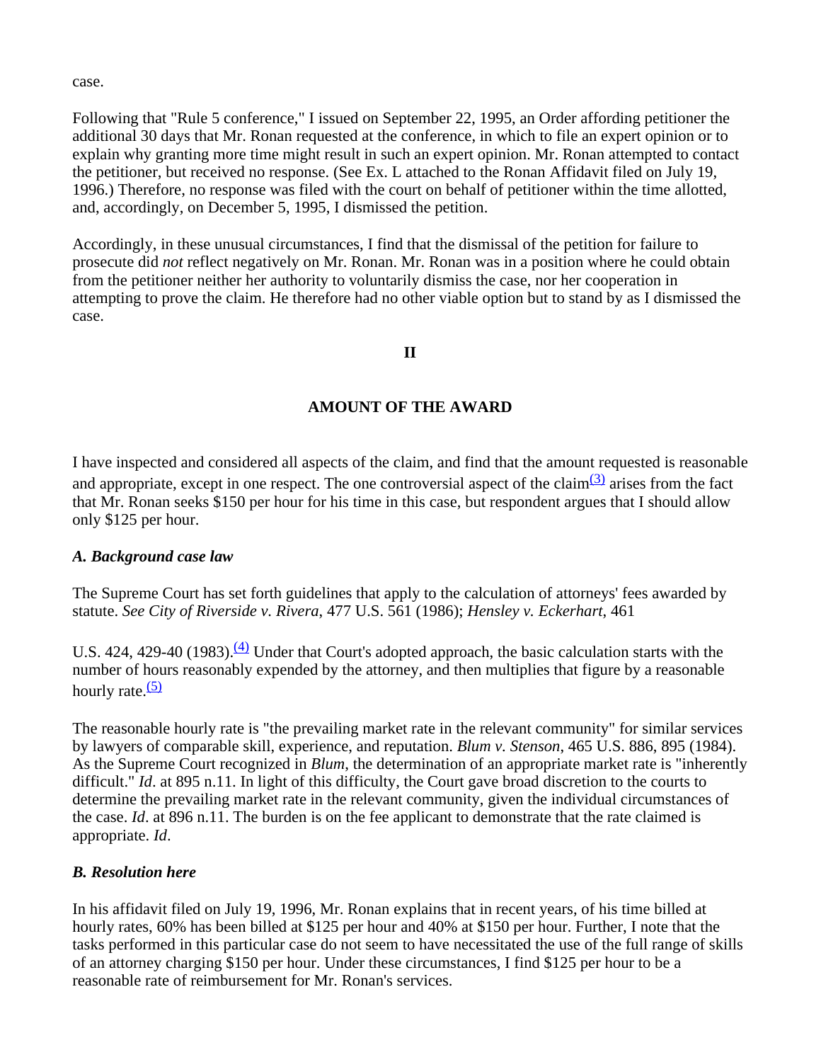case.

Following that "Rule 5 conference," I issued on September 22, 1995, an Order affording petitioner the additional 30 days that Mr. Ronan requested at the conference, in which to file an expert opinion or to explain why granting more time might result in such an expert opinion. Mr. Ronan attempted to contact the petitioner, but received no response. (See Ex. L attached to the Ronan Affidavit filed on July 19, 1996.) Therefore, no response was filed with the court on behalf of petitioner within the time allotted, and, accordingly, on December 5, 1995, I dismissed the petition.

Accordingly, in these unusual circumstances, I find that the dismissal of the petition for failure to prosecute did *not* reflect negatively on Mr. Ronan. Mr. Ronan was in a position where he could obtain from the petitioner neither her authority to voluntarily dismiss the case, nor her cooperation in attempting to prove the claim. He therefore had no other viable option but to stand by as I dismissed the case.

## II

## AMOUNT OF THE AWARD

I have inspected and considered all aspects of the claim, and find that the amount requested is reasonable and appropriate, except in one respect. The one controversial aspect of the claim[(3)] arises from the fact that Mr. Ronan seeks $150 per hour for his time in this case, but respondent argues that I should allow only $125 per hour.

### *A. Background case law*

The Supreme Court has set forth guidelines that apply to the calculation of attorneys' fees awarded by statute. *See City of Riverside v. Rivera*, 477 U.S. 561 (1986); *Hensley v. Eckerhart*, 461 U.S. 424, 429-40 (1983).[(4)] Under that Court's adopted approach, the basic calculation starts with the number of hours reasonably expended by the attorney, and then multiplies that figure by a reasonable hourly rate.[(5)]

The reasonable hourly rate is "the prevailing market rate in the relevant community" for similar services by lawyers of comparable skill, experience, and reputation. *Blum v. Stenson*, 465 U.S. 886, 895 (1984). As the Supreme Court recognized in *Blum*, the determination of an appropriate market rate is "inherently difficult." *Id*. at 895 n.11. In light of this difficulty, the Court gave broad discretion to the courts to determine the prevailing market rate in the relevant community, given the individual circumstances of the case. *Id*. at 896 n.11. The burden is on the fee applicant to demonstrate that the rate claimed is appropriate. *Id*.

### *B. Resolution here*

In his affidavit filed on July 19, 1996, Mr. Ronan explains that in recent years, of his time billed at hourly rates, 60% has been billed at $125 per hour and 40% at $150 per hour. Further, I note that the tasks performed in this particular case do not seem to have necessitated the use of the full range of skills of an attorney charging $150 per hour. Under these circumstances, I find $125 per hour to be a reasonable rate of reimbursement for Mr. Ronan's services.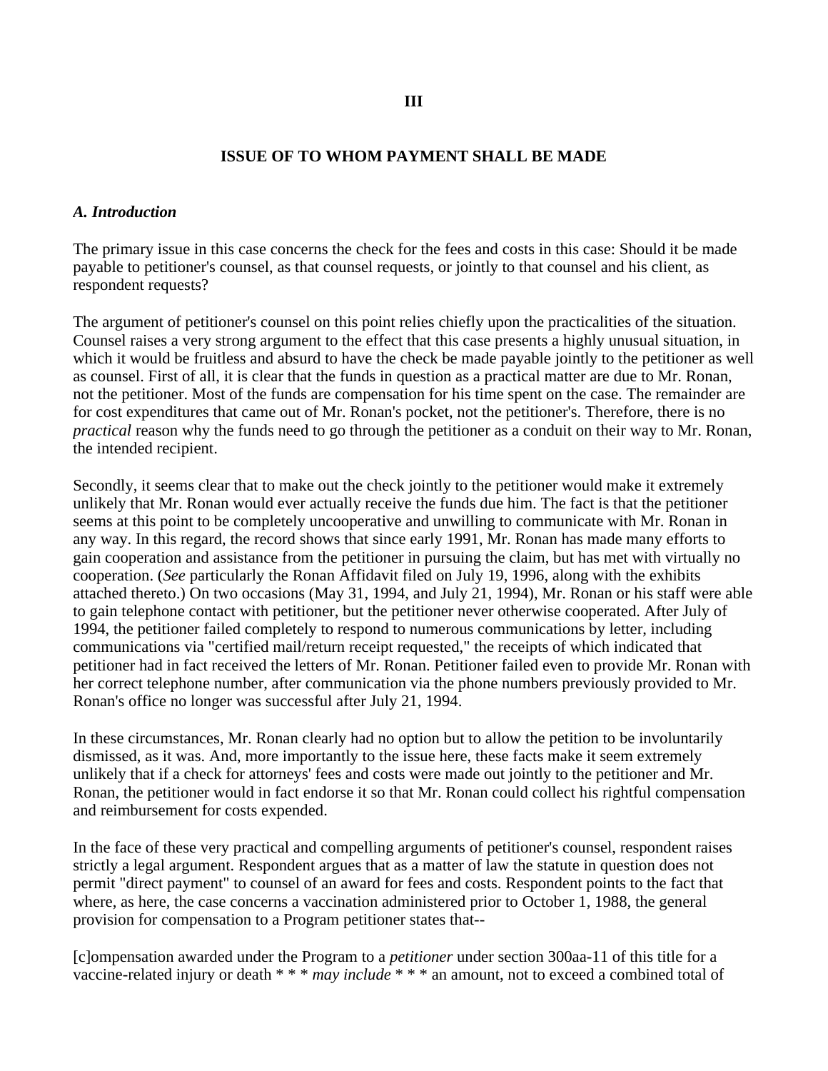## III

## ISSUE OF TO WHOM PAYMENT SHALL BE MADE

### *A. Introduction*

The primary issue in this case concerns the check for the fees and costs in this case: Should it be made payable to petitioner's counsel, as that counsel requests, or jointly to that counsel and his client, as respondent requests?

The argument of petitioner's counsel on this point relies chiefly upon the practicalities of the situation. Counsel raises a very strong argument to the effect that this case presents a highly unusual situation, in which it would be fruitless and absurd to have the check be made payable jointly to the petitioner as well as counsel. First of all, it is clear that the funds in question as a practical matter are due to Mr. Ronan, not the petitioner. Most of the funds are compensation for his time spent on the case. The remainder are for cost expenditures that came out of Mr. Ronan's pocket, not the petitioner's. Therefore, there is no *practical* reason why the funds need to go through the petitioner as a conduit on their way to Mr. Ronan, the intended recipient.

Secondly, it seems clear that to make out the check jointly to the petitioner would make it extremely unlikely that Mr. Ronan would ever actually receive the funds due him. The fact is that the petitioner seems at this point to be completely uncooperative and unwilling to communicate with Mr. Ronan in any way. In this regard, the record shows that since early 1991, Mr. Ronan has made many efforts to gain cooperation and assistance from the petitioner in pursuing the claim, but has met with virtually no cooperation. (*See* particularly the Ronan Affidavit filed on July 19, 1996, along with the exhibits attached thereto.) On two occasions (May 31, 1994, and July 21, 1994), Mr. Ronan or his staff were able to gain telephone contact with petitioner, but the petitioner never otherwise cooperated. After July of 1994, the petitioner failed completely to respond to numerous communications by letter, including communications via "certified mail/return receipt requested," the receipts of which indicated that petitioner had in fact received the letters of Mr. Ronan. Petitioner failed even to provide Mr. Ronan with her correct telephone number, after communication via the phone numbers previously provided to Mr. Ronan's office no longer was successful after July 21, 1994.

In these circumstances, Mr. Ronan clearly had no option but to allow the petition to be involuntarily dismissed, as it was. And, more importantly to the issue here, these facts make it seem extremely unlikely that if a check for attorneys' fees and costs were made out jointly to the petitioner and Mr. Ronan, the petitioner would in fact endorse it so that Mr. Ronan could collect his rightful compensation and reimbursement for costs expended.

In the face of these very practical and compelling arguments of petitioner's counsel, respondent raises strictly a legal argument. Respondent argues that as a matter of law the statute in question does not permit "direct payment" to counsel of an award for fees and costs. Respondent points to the fact that where, as here, the case concerns a vaccination administered prior to October 1, 1988, the general provision for compensation to a Program petitioner states that--

[c]ompensation awarded under the Program to a *petitioner* under section 300aa-11 of this title for a vaccine-related injury or death * * * *may include* * * * an amount, not to exceed a combined total of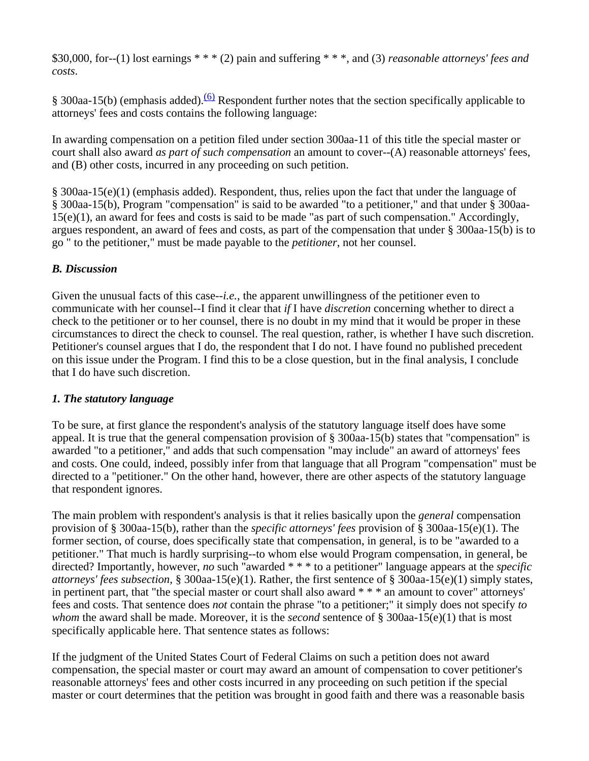$30,000, for--(1) lost earnings * * * (2) pain and suffering * * *, and (3) *reasonable attorneys' fees and costs*.

§ 300aa-15(b) (emphasis added).[(6)] Respondent further notes that the section specifically applicable to attorneys' fees and costs contains the following language:

In awarding compensation on a petition filed under section 300aa-11 of this title the special master or court shall also award *as part of such compensation* an amount to cover--(A) reasonable attorneys' fees, and (B) other costs, incurred in any proceeding on such petition.

§ 300aa-15(e)(1) (emphasis added). Respondent, thus, relies upon the fact that under the language of § 300aa-15(b), Program "compensation" is said to be awarded "to a petitioner," and that under § 300aa-15(e)(1), an award for fees and costs is said to be made "as part of such compensation." Accordingly, argues respondent, an award of fees and costs, as part of the compensation that under § 300aa-15(b) is to go " to the petitioner," must be made payable to the *petitioner*, not her counsel.

### *B. Discussion*

Given the unusual facts of this case--*i.e.*, the apparent unwillingness of the petitioner even to communicate with her counsel--I find it clear that *if* I have *discretion* concerning whether to direct a check to the petitioner or to her counsel, there is no doubt in my mind that it would be proper in these circumstances to direct the check to counsel. The real question, rather, is whether I have such discretion. Petitioner's counsel argues that I do, the respondent that I do not. I have found no published precedent on this issue under the Program. I find this to be a close question, but in the final analysis, I conclude that I do have such discretion.

#### *1. The statutory language*

To be sure, at first glance the respondent's analysis of the statutory language itself does have some appeal. It is true that the general compensation provision of § 300aa-15(b) states that "compensation" is awarded "to a petitioner," and adds that such compensation "may include" an award of attorneys' fees and costs. One could, indeed, possibly infer from that language that all Program "compensation" must be directed to a "petitioner." On the other hand, however, there are other aspects of the statutory language that respondent ignores.

The main problem with respondent's analysis is that it relies basically upon the *general* compensation provision of § 300aa-15(b), rather than the *specific attorneys' fees* provision of § 300aa-15(e)(1). The former section, of course, does specifically state that compensation, in general, is to be "awarded to a petitioner." That much is hardly surprising--to whom else would Program compensation, in general, be directed? Importantly, however, *no* such "awarded * * * to a petitioner" language appears at the *specific attorneys' fees subsection*, § 300aa-15(e)(1). Rather, the first sentence of § 300aa-15(e)(1) simply states, in pertinent part, that "the special master or court shall also award * * * an amount to cover" attorneys' fees and costs. That sentence does *not* contain the phrase "to a petitioner;" it simply does not specify *to whom* the award shall be made. Moreover, it is the *second* sentence of § 300aa-15(e)(1) that is most specifically applicable here. That sentence states as follows:

If the judgment of the United States Court of Federal Claims on such a petition does not award compensation, the special master or court may award an amount of compensation to cover petitioner's reasonable attorneys' fees and other costs incurred in any proceeding on such petition if the special master or court determines that the petition was brought in good faith and there was a reasonable basis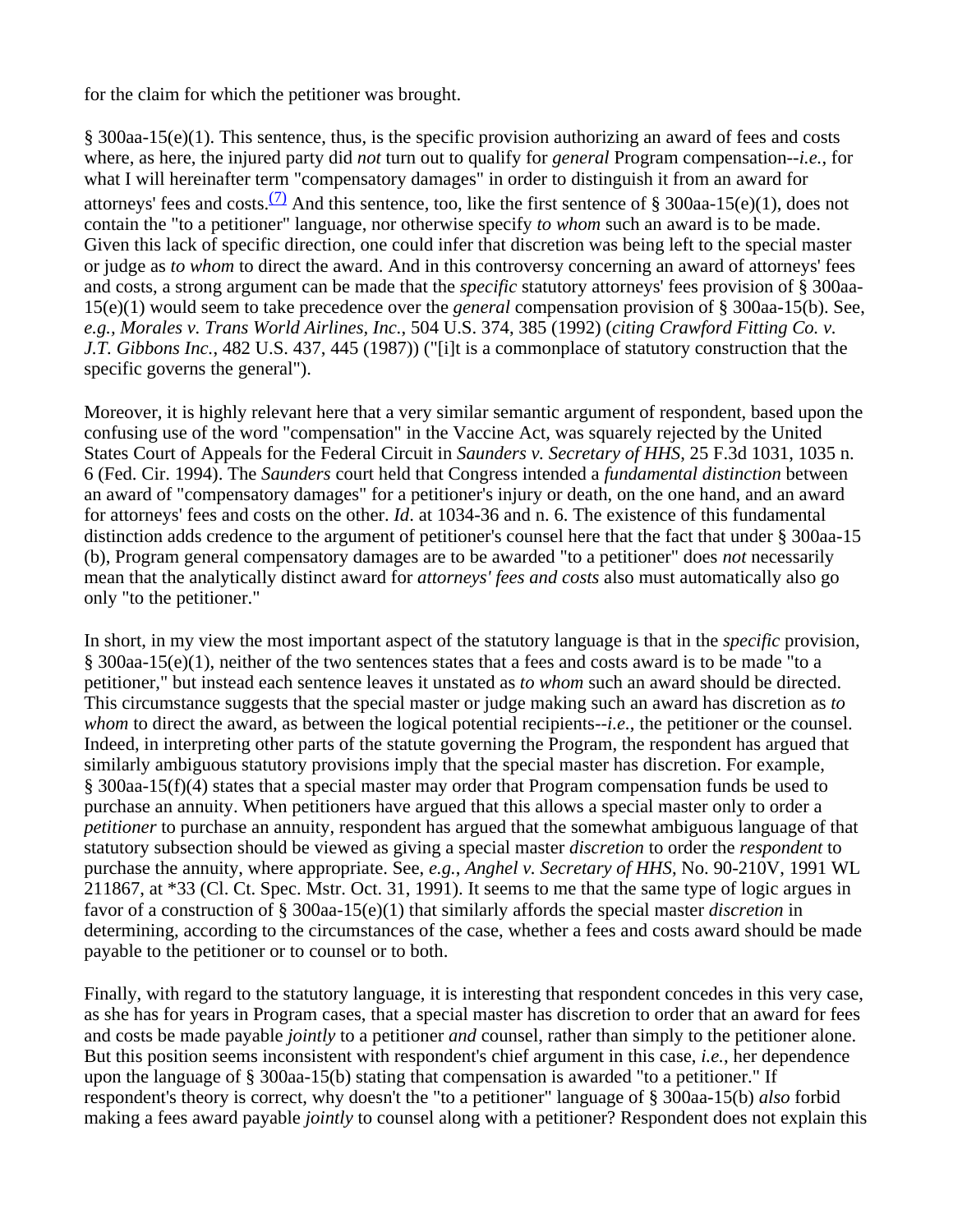for the claim for which the petitioner was brought.

§ 300aa-15(e)(1). This sentence, thus, is the specific provision authorizing an award of fees and costs where, as here, the injured party did *not* turn out to qualify for *general* Program compensation--*i.e.*, for what I will hereinafter term "compensatory damages" in order to distinguish it from an award for attorneys' fees and costs.[(7)] And this sentence, too, like the first sentence of § 300aa-15(e)(1), does not contain the "to a petitioner" language, nor otherwise specify *to whom* such an award is to be made. Given this lack of specific direction, one could infer that discretion was being left to the special master or judge as *to whom* to direct the award. And in this controversy concerning an award of attorneys' fees and costs, a strong argument can be made that the *specific* statutory attorneys' fees provision of § 300aa-15(e)(1) would seem to take precedence over the *general* compensation provision of § 300aa-15(b). See, *e.g.*, *Morales v. Trans World Airlines, Inc.*, 504 U.S. 374, 385 (1992) (*citing Crawford Fitting Co. v. J.T. Gibbons Inc.*, 482 U.S. 437, 445 (1987)) ("[i]t is a commonplace of statutory construction that the specific governs the general").

Moreover, it is highly relevant here that a very similar semantic argument of respondent, based upon the confusing use of the word "compensation" in the Vaccine Act, was squarely rejected by the United States Court of Appeals for the Federal Circuit in *Saunders v. Secretary of HHS*, 25 F.3d 1031, 1035 n. 6 (Fed. Cir. 1994). The *Saunders* court held that Congress intended a *fundamental distinction* between an award of "compensatory damages" for a petitioner's injury or death, on the one hand, and an award for attorneys' fees and costs on the other. *Id*. at 1034-36 and n. 6. The existence of this fundamental distinction adds credence to the argument of petitioner's counsel here that the fact that under § 300aa-15 (b), Program general compensatory damages are to be awarded "to a petitioner" does *not* necessarily mean that the analytically distinct award for *attorneys' fees and costs* also must automatically also go only "to the petitioner."

In short, in my view the most important aspect of the statutory language is that in the *specific* provision, § 300aa-15(e)(1), neither of the two sentences states that a fees and costs award is to be made "to a petitioner," but instead each sentence leaves it unstated as *to whom* such an award should be directed. This circumstance suggests that the special master or judge making such an award has discretion as *to whom* to direct the award, as between the logical potential recipients--*i.e.*, the petitioner or the counsel. Indeed, in interpreting other parts of the statute governing the Program, the respondent has argued that similarly ambiguous statutory provisions imply that the special master has discretion. For example, § 300aa-15(f)(4) states that a special master may order that Program compensation funds be used to purchase an annuity. When petitioners have argued that this allows a special master only to order a *petitioner* to purchase an annuity, respondent has argued that the somewhat ambiguous language of that statutory subsection should be viewed as giving a special master *discretion* to order the *respondent* to purchase the annuity, where appropriate. See, *e.g.*, *Anghel v. Secretary of HHS*, No. 90-210V, 1991 WL 211867, at *33 (Cl. Ct. Spec. Mstr. Oct. 31, 1991). It seems to me that the same type of logic argues in favor of a construction of § 300aa-15(e)(1) that similarly affords the special master *discretion* in determining, according to the circumstances of the case, whether a fees and costs award should be made payable to the petitioner or to counsel or to both.

Finally, with regard to the statutory language, it is interesting that respondent concedes in this very case, as she has for years in Program cases, that a special master has discretion to order that an award for fees and costs be made payable *jointly* to a petitioner *and* counsel, rather than simply to the petitioner alone. But this position seems inconsistent with respondent's chief argument in this case, *i.e.*, her dependence upon the language of § 300aa-15(b) stating that compensation is awarded "to a petitioner." If respondent's theory is correct, why doesn't the "to a petitioner" language of § 300aa-15(b) *also* forbid making a fees award payable *jointly* to counsel along with a petitioner? Respondent does not explain this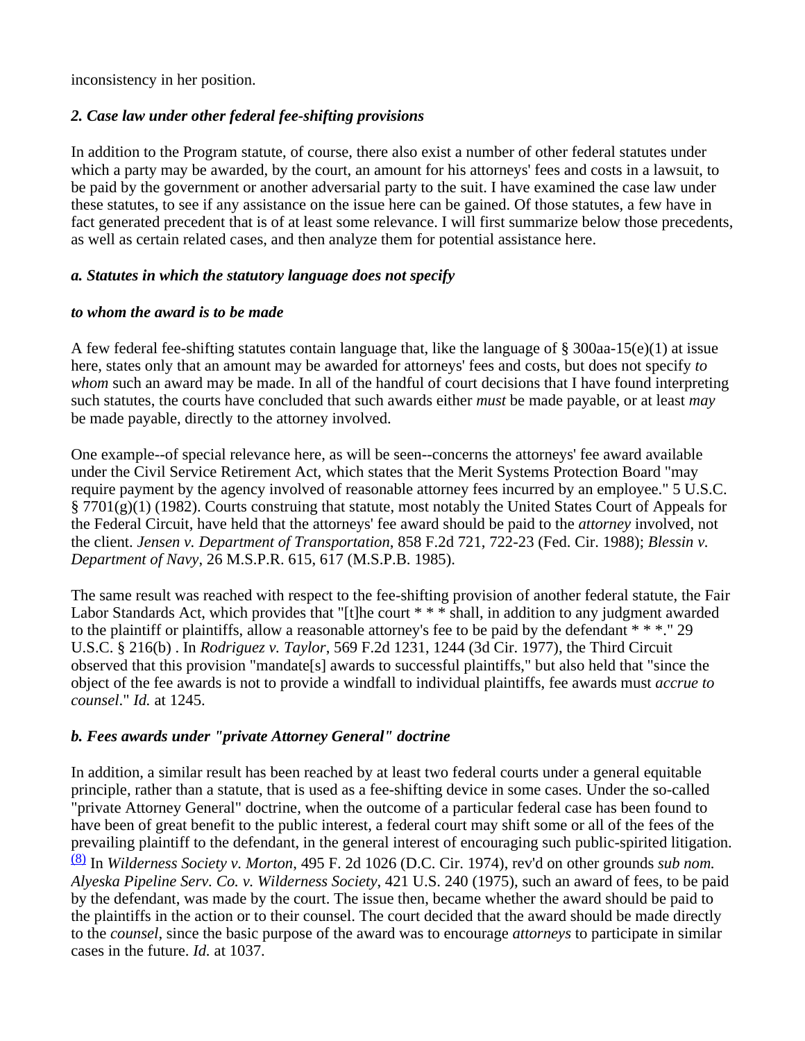inconsistency in her position.

### *2. Case law under other federal fee-shifting provisions*

In addition to the Program statute, of course, there also exist a number of other federal statutes under which a party may be awarded, by the court, an amount for his attorneys' fees and costs in a lawsuit, to be paid by the government or another adversarial party to the suit. I have examined the case law under these statutes, to see if any assistance on the issue here can be gained. Of those statutes, a few have in fact generated precedent that is of at least some relevance. I will first summarize below those precedents, as well as certain related cases, and then analyze them for potential assistance here.

#### *a. Statutes in which the statutory language does not specify*

#### *to whom the award is to be made*

A few federal fee-shifting statutes contain language that, like the language of § 300aa-15(e)(1) at issue here, states only that an amount may be awarded for attorneys' fees and costs, but does not specify *to whom* such an award may be made. In all of the handful of court decisions that I have found interpreting such statutes, the courts have concluded that such awards either *must* be made payable, or at least *may* be made payable, directly to the attorney involved.

One example--of special relevance here, as will be seen--concerns the attorneys' fee award available under the Civil Service Retirement Act, which states that the Merit Systems Protection Board "may require payment by the agency involved of reasonable attorney fees incurred by an employee." 5 U.S.C. § 7701(g)(1) (1982). Courts construing that statute, most notably the United States Court of Appeals for the Federal Circuit, have held that the attorneys' fee award should be paid to the *attorney* involved, not the client. *Jensen v. Department of Transportation*, 858 F.2d 721, 722-23 (Fed. Cir. 1988); *Blessin v. Department of Navy*, 26 M.S.P.R. 615, 617 (M.S.P.B. 1985).

The same result was reached with respect to the fee-shifting provision of another federal statute, the Fair Labor Standards Act, which provides that "[t]he court * * * shall, in addition to any judgment awarded to the plaintiff or plaintiffs, allow a reasonable attorney's fee to be paid by the defendant * * *." 29 U.S.C. § 216(b) . In *Rodriguez v. Taylor*, 569 F.2d 1231, 1244 (3d Cir. 1977), the Third Circuit observed that this provision "mandate[s] awards to successful plaintiffs," but also held that "since the object of the fee awards is not to provide a windfall to individual plaintiffs, fee awards must *accrue to counsel*." *Id.* at 1245.

#### *b. Fees awards under "private Attorney General" doctrine*

In addition, a similar result has been reached by at least two federal courts under a general equitable principle, rather than a statute, that is used as a fee-shifting device in some cases. Under the so-called "private Attorney General" doctrine, when the outcome of a particular federal case has been found to have been of great benefit to the public interest, a federal court may shift some or all of the fees of the prevailing plaintiff to the defendant, in the general interest of encouraging such public-spirited litigation. [(8)] In *Wilderness Society v. Morton*, 495 F. 2d 1026 (D.C. Cir. 1974), rev'd on other grounds *sub nom. Alyeska Pipeline Serv. Co. v. Wilderness Society*, 421 U.S. 240 (1975), such an award of fees, to be paid by the defendant, was made by the court. The issue then, became whether the award should be paid to the plaintiffs in the action or to their counsel. The court decided that the award should be made directly to the *counsel*, since the basic purpose of the award was to encourage *attorneys* to participate in similar cases in the future. *Id.* at 1037.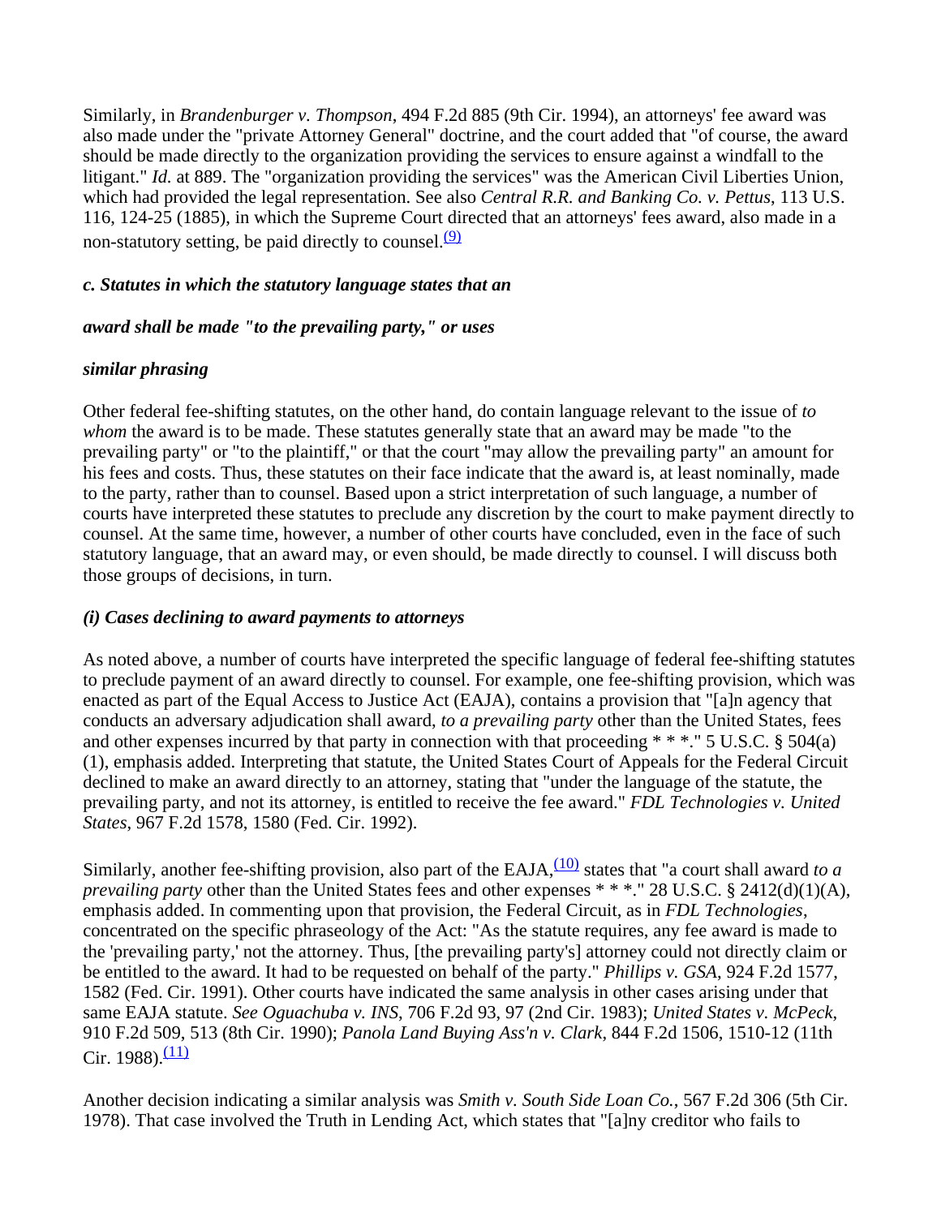Similarly, in *Brandenburger v. Thompson*, 494 F.2d 885 (9th Cir. 1994), an attorneys' fee award was also made under the "private Attorney General" doctrine, and the court added that "of course, the award should be made directly to the organization providing the services to ensure against a windfall to the litigant." *Id.* at 889. The "organization providing the services" was the American Civil Liberties Union, which had provided the legal representation. See also *Central R.R. and Banking Co. v. Pettus*, 113 U.S. 116, 124-25 (1885), in which the Supreme Court directed that an attorneys' fees award, also made in a non-statutory setting, be paid directly to counsel.[(9)]

### *c. Statutes in which the statutory language states that an award shall be made "to the prevailing party," or uses similar phrasing*

Other federal fee-shifting statutes, on the other hand, do contain language relevant to the issue of *to whom* the award is to be made. These statutes generally state that an award may be made "to the prevailing party" or "to the plaintiff," or that the court "may allow the prevailing party" an amount for his fees and costs. Thus, these statutes on their face indicate that the award is, at least nominally, made to the party, rather than to counsel. Based upon a strict interpretation of such language, a number of courts have interpreted these statutes to preclude any discretion by the court to make payment directly to counsel. At the same time, however, a number of other courts have concluded, even in the face of such statutory language, that an award may, or even should, be made directly to counsel. I will discuss both those groups of decisions, in turn.

#### *(i) Cases declining to award payments to attorneys*

As noted above, a number of courts have interpreted the specific language of federal fee-shifting statutes to preclude payment of an award directly to counsel. For example, one fee-shifting provision, which was enacted as part of the Equal Access to Justice Act (EAJA), contains a provision that "[a]n agency that conducts an adversary adjudication shall award, *to a prevailing party* other than the United States, fees and other expenses incurred by that party in connection with that proceeding * * *." 5 U.S.C. § 504(a)(1), emphasis added. Interpreting that statute, the United States Court of Appeals for the Federal Circuit declined to make an award directly to an attorney, stating that "under the language of the statute, the prevailing party, and not its attorney, is entitled to receive the fee award." *FDL Technologies v. United States*, 967 F.2d 1578, 1580 (Fed. Cir. 1992).

Similarly, another fee-shifting provision, also part of the EAJA,[(10)] states that "a court shall award *to a prevailing party* other than the United States fees and other expenses * * *." 28 U.S.C. § 2412(d)(1)(A), emphasis added. In commenting upon that provision, the Federal Circuit, as in *FDL Technologies*, concentrated on the specific phraseology of the Act: "As the statute requires, any fee award is made to the 'prevailing party,' not the attorney. Thus, [the prevailing party's] attorney could not directly claim or be entitled to the award. It had to be requested on behalf of the party." *Phillips v. GSA*, 924 F.2d 1577, 1582 (Fed. Cir. 1991). Other courts have indicated the same analysis in other cases arising under that same EAJA statute. *See Oguachuba v. INS*, 706 F.2d 93, 97 (2nd Cir. 1983); *United States v. McPeck*, 910 F.2d 509, 513 (8th Cir. 1990); *Panola Land Buying Ass'n v. Clark*, 844 F.2d 1506, 1510-12 (11th Cir. 1988).[(11)]

Another decision indicating a similar analysis was *Smith v. South Side Loan Co.*, 567 F.2d 306 (5th Cir. 1978). That case involved the Truth in Lending Act, which states that "[a]ny creditor who fails to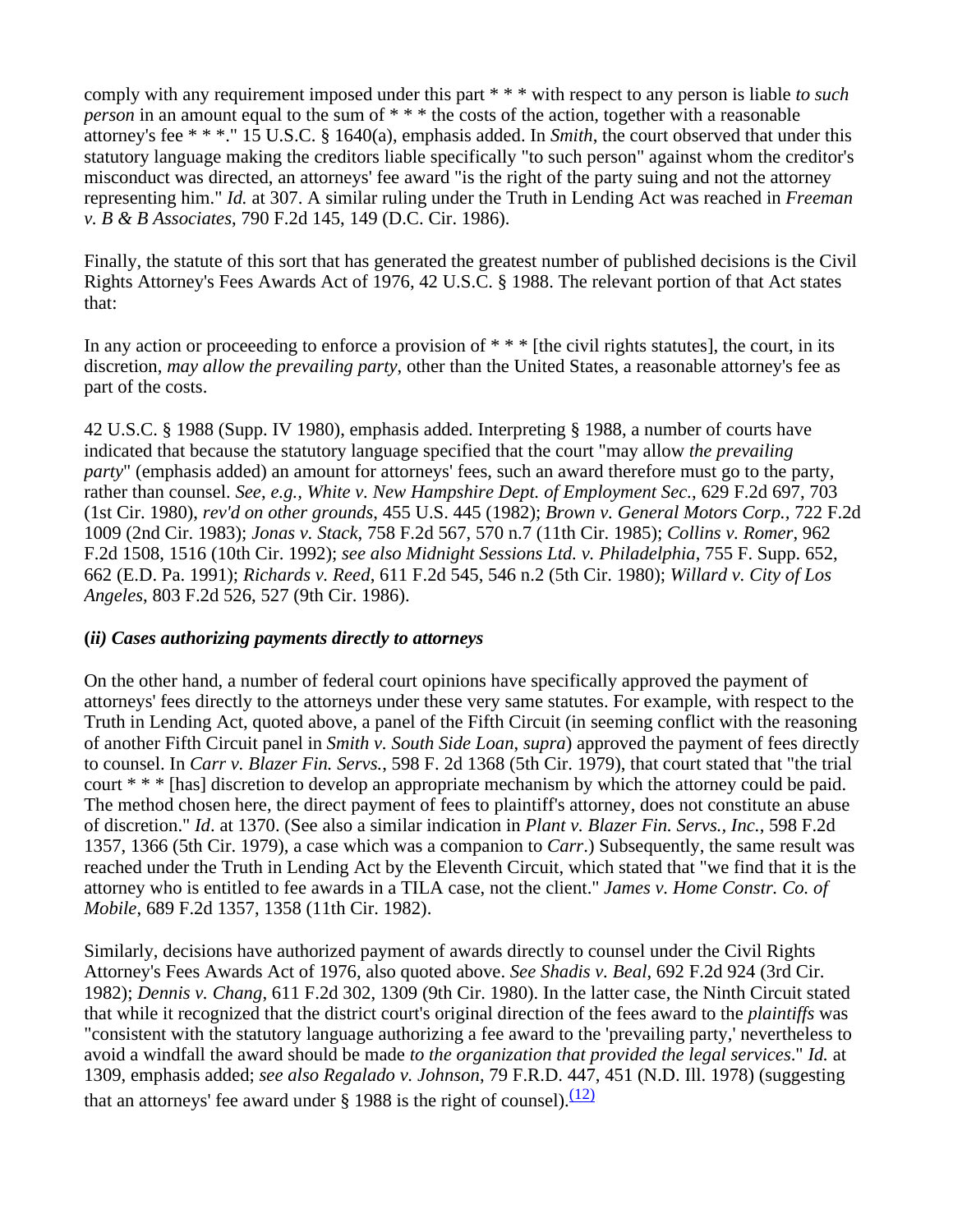comply with any requirement imposed under this part * * * with respect to any person is liable *to such person* in an amount equal to the sum of * * * the costs of the action, together with a reasonable attorney's fee * * *." 15 U.S.C. § 1640(a), emphasis added. In *Smith*, the court observed that under this statutory language making the creditors liable specifically "to such person" against whom the creditor's misconduct was directed, an attorneys' fee award "is the right of the party suing and not the attorney representing him." *Id.* at 307. A similar ruling under the Truth in Lending Act was reached in *Freeman v. B & B Associates*, 790 F.2d 145, 149 (D.C. Cir. 1986).

Finally, the statute of this sort that has generated the greatest number of published decisions is the Civil Rights Attorney's Fees Awards Act of 1976, 42 U.S.C. § 1988. The relevant portion of that Act states that:

In any action or proceeeding to enforce a provision of * * * [the civil rights statutes], the court, in its discretion, *may allow the prevailing party*, other than the United States, a reasonable attorney's fee as part of the costs.

42 U.S.C. § 1988 (Supp. IV 1980), emphasis added. Interpreting § 1988, a number of courts have indicated that because the statutory language specified that the court "may allow *the prevailing party*" (emphasis added) an amount for attorneys' fees, such an award therefore must go to the party, rather than counsel. *See*, *e.g.*, *White v. New Hampshire Dept. of Employment Sec.*, 629 F.2d 697, 703 (1st Cir. 1980), *rev'd on other grounds*, 455 U.S. 445 (1982); *Brown v. General Motors Corp.*, 722 F.2d 1009 (2nd Cir. 1983); *Jonas v. Stack*, 758 F.2d 567, 570 n.7 (11th Cir. 1985); *Collins v. Romer*, 962 F.2d 1508, 1516 (10th Cir. 1992); *see also Midnight Sessions Ltd. v. Philadelphia*, 755 F. Supp. 652, 662 (E.D. Pa. 1991); *Richards v. Reed*, 611 F.2d 545, 546 n.2 (5th Cir. 1980); *Willard v. City of Los Angeles*, 803 F.2d 526, 527 (9th Cir. 1986).

**(*ii) Cases authorizing payments directly to attorneys***

On the other hand, a number of federal court opinions have specifically approved the payment of attorneys' fees directly to the attorneys under these very same statutes. For example, with respect to the Truth in Lending Act, quoted above, a panel of the Fifth Circuit (in seeming conflict with the reasoning of another Fifth Circuit panel in *Smith v. South Side Loan*, *supra*) approved the payment of fees directly to counsel. In *Carr v. Blazer Fin. Servs.*, 598 F. 2d 1368 (5th Cir. 1979), that court stated that "the trial court * * * [has] discretion to develop an appropriate mechanism by which the attorney could be paid. The method chosen here, the direct payment of fees to plaintiff's attorney, does not constitute an abuse of discretion." *Id*. at 1370. (See also a similar indication in *Plant v. Blazer Fin. Servs., Inc.*, 598 F.2d 1357, 1366 (5th Cir. 1979), a case which was a companion to *Carr*.) Subsequently, the same result was reached under the Truth in Lending Act by the Eleventh Circuit, which stated that "we find that it is the attorney who is entitled to fee awards in a TILA case, not the client." *James v. Home Constr. Co. of Mobile*, 689 F.2d 1357, 1358 (11th Cir. 1982).

Similarly, decisions have authorized payment of awards directly to counsel under the Civil Rights Attorney's Fees Awards Act of 1976, also quoted above. *See Shadis v. Beal*, 692 F.2d 924 (3rd Cir. 1982); *Dennis v. Chang*, 611 F.2d 302, 1309 (9th Cir. 1980). In the latter case, the Ninth Circuit stated that while it recognized that the district court's original direction of the fees award to the *plaintiffs* was "consistent with the statutory language authorizing a fee award to the 'prevailing party,' nevertheless to avoid a windfall the award should be made *to the organization that provided the legal services*." *Id.* at 1309, emphasis added; *see also Regalado v. Johnson*, 79 F.R.D. 447, 451 (N.D. Ill. 1978) (suggesting that an attorneys' fee award under § 1988 is the right of counsel).(12)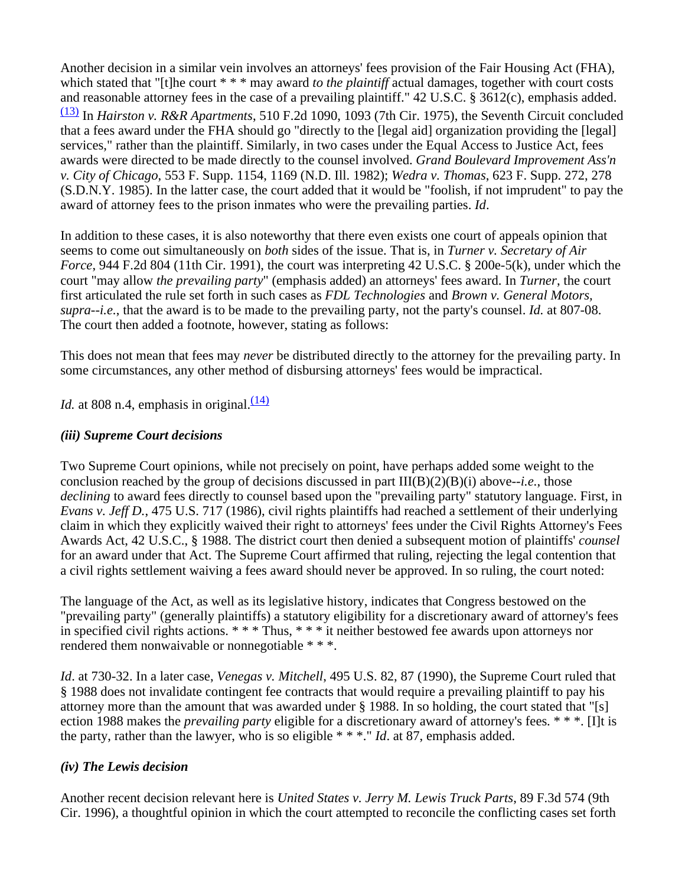Another decision in a similar vein involves an attorneys' fees provision of the Fair Housing Act (FHA), which stated that "[t]he court * * * may award *to the plaintiff* actual damages, together with court costs and reasonable attorney fees in the case of a prevailing plaintiff." 42 U.S.C. § 3612(c), emphasis added. [(13)] In *Hairston v. R&R Apartments*, 510 F.2d 1090, 1093 (7th Cir. 1975), the Seventh Circuit concluded that a fees award under the FHA should go "directly to the [legal aid] organization providing the [legal] services," rather than the plaintiff. Similarly, in two cases under the Equal Access to Justice Act, fees awards were directed to be made directly to the counsel involved. *Grand Boulevard Improvement Ass'n v. City of Chicago*, 553 F. Supp. 1154, 1169 (N.D. Ill. 1982); *Wedra v. Thomas*, 623 F. Supp. 272, 278 (S.D.N.Y. 1985). In the latter case, the court added that it would be "foolish, if not imprudent" to pay the award of attorney fees to the prison inmates who were the prevailing parties. *Id*.

In addition to these cases, it is also noteworthy that there even exists one court of appeals opinion that seems to come out simultaneously on *both* sides of the issue. That is, in *Turner v. Secretary of Air Force*, 944 F.2d 804 (11th Cir. 1991), the court was interpreting 42 U.S.C. § 200e-5(k), under which the court "may allow *the prevailing party*" (emphasis added) an attorneys' fees award. In *Turner*, the court first articulated the rule set forth in such cases as *FDL Technologies* and *Brown v. General Motors, supra*--*i.e.*, that the award is to be made to the prevailing party, not the party's counsel. *Id.* at 807-08. The court then added a footnote, however, stating as follows:

> This does not mean that fees may *never* be distributed directly to the attorney for the prevailing party. In some circumstances, any other method of disbursing attorneys' fees would be impractical.

*Id.* at 808 n.4, emphasis in original.[(14)]

### *(iii) Supreme Court decisions*

Two Supreme Court opinions, while not precisely on point, have perhaps added some weight to the conclusion reached by the group of decisions discussed in part III(B)(2)(B)(i) above--*i.e.*, those *declining* to award fees directly to counsel based upon the "prevailing party" statutory language. First, in *Evans v. Jeff D.*, 475 U.S. 717 (1986), civil rights plaintiffs had reached a settlement of their underlying claim in which they explicitly waived their right to attorneys' fees under the Civil Rights Attorney's Fees Awards Act, 42 U.S.C., § 1988. The district court then denied a subsequent motion of plaintiffs' *counsel* for an award under that Act. The Supreme Court affirmed that ruling, rejecting the legal contention that a civil rights settlement waiving a fees award should never be approved. In so ruling, the court noted:

> The language of the Act, as well as its legislative history, indicates that Congress bestowed on the "prevailing party" (generally plaintiffs) a statutory eligibility for a discretionary award of attorney's fees in specified civil rights actions. * * * Thus, * * * it neither bestowed fee awards upon attorneys nor rendered them nonwaivable or nonnegotiable * * *.

*Id*. at 730-32. In a later case, *Venegas v. Mitchell*, 495 U.S. 82, 87 (1990), the Supreme Court ruled that § 1988 does not invalidate contingent fee contracts that would require a prevailing plaintiff to pay his attorney more than the amount that was awarded under § 1988. In so holding, the court stated that "[s] ection 1988 makes the *prevailing party* eligible for a discretionary award of attorney's fees. * * *. [I]t is the party, rather than the lawyer, who is so eligible * * *." *Id*. at 87, emphasis added.

### *(iv) The Lewis decision*

Another recent decision relevant here is *United States v. Jerry M. Lewis Truck Parts*, 89 F.3d 574 (9th Cir. 1996), a thoughtful opinion in which the court attempted to reconcile the conflicting cases set forth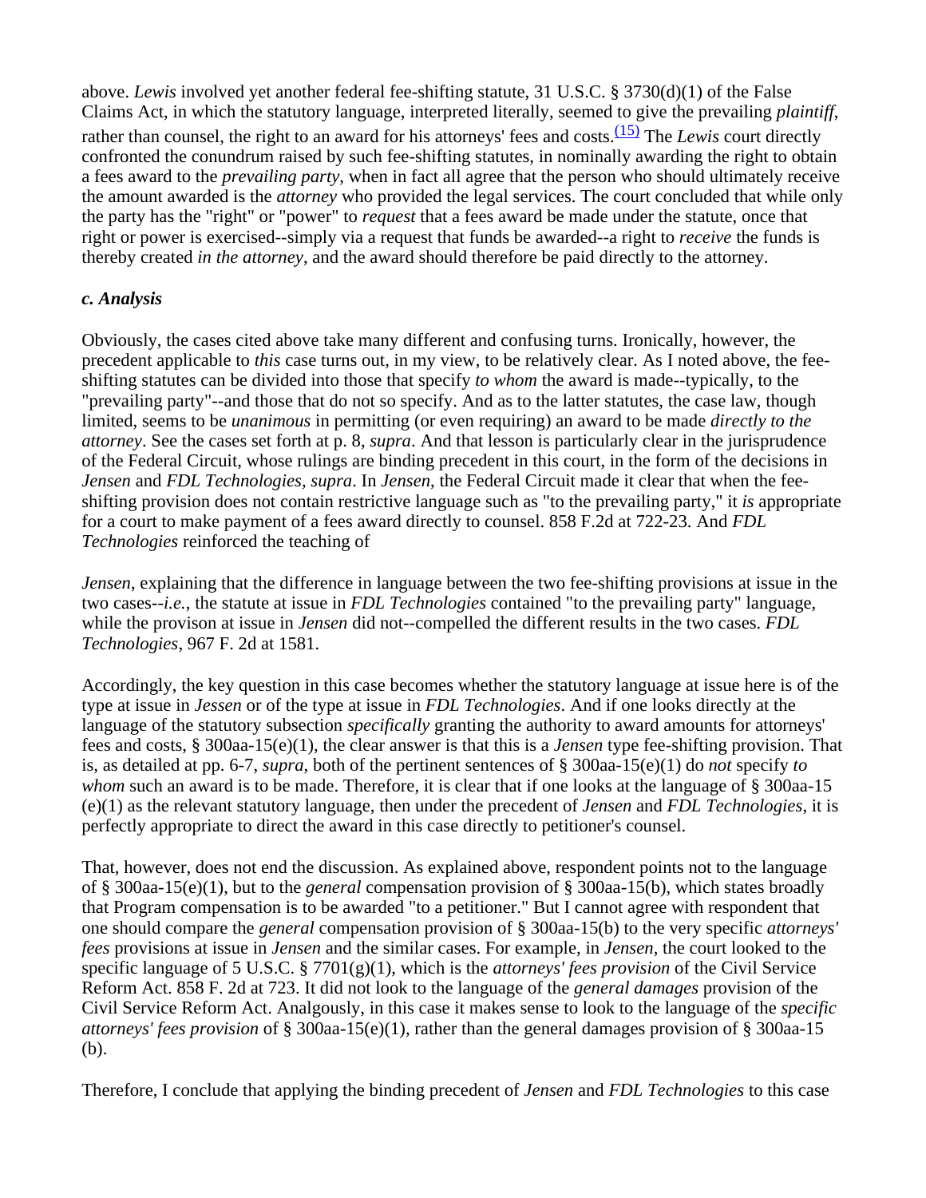above. *Lewis* involved yet another federal fee-shifting statute, 31 U.S.C. § 3730(d)(1) of the False Claims Act, in which the statutory language, interpreted literally, seemed to give the prevailing *plaintiff*, rather than counsel, the right to an award for his attorneys' fees and costs.[(15)] The *Lewis* court directly confronted the conundrum raised by such fee-shifting statutes, in nominally awarding the right to obtain a fees award to the *prevailing party*, when in fact all agree that the person who should ultimately receive the amount awarded is the *attorney* who provided the legal services. The court concluded that while only the party has the "right" or "power" to *request* that a fees award be made under the statute, once that right or power is exercised--simply via a request that funds be awarded--a right to *receive* the funds is thereby created *in the attorney*, and the award should therefore be paid directly to the attorney.

### *c. Analysis*

Obviously, the cases cited above take many different and confusing turns. Ironically, however, the precedent applicable to *this* case turns out, in my view, to be relatively clear. As I noted above, the fee-shifting statutes can be divided into those that specify *to whom* the award is made--typically, to the "prevailing party"--and those that do not so specify. And as to the latter statutes, the case law, though limited, seems to be *unanimous* in permitting (or even requiring) an award to be made *directly to the attorney*. See the cases set forth at p. 8, *supra*. And that lesson is particularly clear in the jurisprudence of the Federal Circuit, whose rulings are binding precedent in this court, in the form of the decisions in *Jensen* and *FDL Technologies, supra*. In *Jensen*, the Federal Circuit made it clear that when the fee-shifting provision does not contain restrictive language such as "to the prevailing party," it *is* appropriate for a court to make payment of a fees award directly to counsel. 858 F.2d at 722-23. And *FDL Technologies* reinforced the teaching of

*Jensen*, explaining that the difference in language between the two fee-shifting provisions at issue in the two cases--*i.e.*, the statute at issue in *FDL Technologies* contained "to the prevailing party" language, while the provison at issue in *Jensen* did not--compelled the different results in the two cases. *FDL Technologies*, 967 F. 2d at 1581.

Accordingly, the key question in this case becomes whether the statutory language at issue here is of the type at issue in *Jessen* or of the type at issue in *FDL Technologies*. And if one looks directly at the language of the statutory subsection *specifically* granting the authority to award amounts for attorneys' fees and costs, § 300aa-15(e)(1), the clear answer is that this is a *Jensen* type fee-shifting provision. That is, as detailed at pp. 6-7, *supra*, both of the pertinent sentences of § 300aa-15(e)(1) do *not* specify *to whom* such an award is to be made. Therefore, it is clear that if one looks at the language of § 300aa-15 (e)(1) as the relevant statutory language, then under the precedent of *Jensen* and *FDL Technologies*, it is perfectly appropriate to direct the award in this case directly to petitioner's counsel.

That, however, does not end the discussion. As explained above, respondent points not to the language of § 300aa-15(e)(1), but to the *general* compensation provision of § 300aa-15(b), which states broadly that Program compensation is to be awarded "to a petitioner." But I cannot agree with respondent that one should compare the *general* compensation provision of § 300aa-15(b) to the very specific *attorneys' fees* provisions at issue in *Jensen* and the similar cases. For example, in *Jensen*, the court looked to the specific language of 5 U.S.C. § 7701(g)(1), which is the *attorneys' fees provision* of the Civil Service Reform Act. 858 F. 2d at 723. It did not look to the language of the *general damages* provision of the Civil Service Reform Act. Analgously, in this case it makes sense to look to the language of the *specific attorneys' fees provision* of § 300aa-15(e)(1), rather than the general damages provision of § 300aa-15 (b).

Therefore, I conclude that applying the binding precedent of *Jensen* and *FDL Technologies* to this case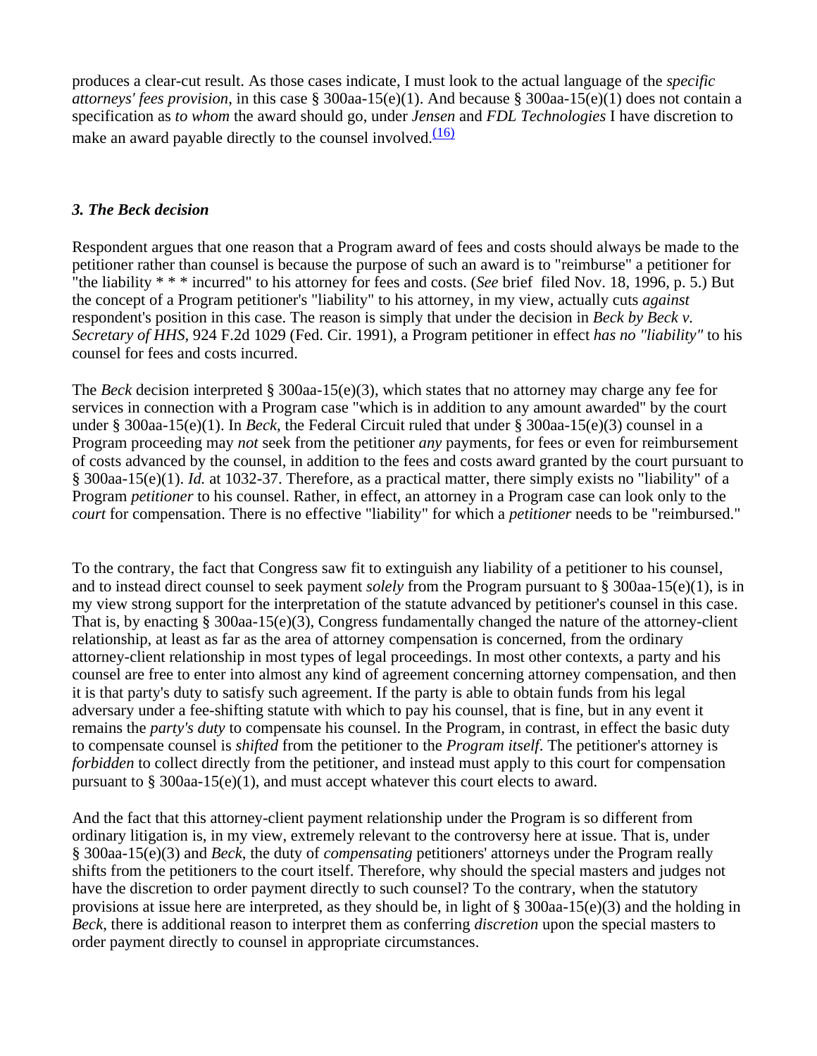produces a clear-cut result. As those cases indicate, I must look to the actual language of the *specific attorneys' fees provision*, in this case § 300aa-15(e)(1). And because § 300aa-15(e)(1) does not contain a specification as *to whom* the award should go, under *Jensen* and *FDL Technologies* I have discretion to make an award payable directly to the counsel involved.[(16)]

### *3. The Beck decision*

Respondent argues that one reason that a Program award of fees and costs should always be made to the petitioner rather than counsel is because the purpose of such an award is to "reimburse" a petitioner for "the liability * * * incurred" to his attorney for fees and costs. (*See* brief filed Nov. 18, 1996, p. 5.) But the concept of a Program petitioner's "liability" to his attorney, in my view, actually cuts *against* respondent's position in this case. The reason is simply that under the decision in *Beck by Beck v. Secretary of HHS*, 924 F.2d 1029 (Fed. Cir. 1991), a Program petitioner in effect *has no "liability"* to his counsel for fees and costs incurred.

The *Beck* decision interpreted § 300aa-15(e)(3), which states that no attorney may charge any fee for services in connection with a Program case "which is in addition to any amount awarded" by the court under § 300aa-15(e)(1). In *Beck*, the Federal Circuit ruled that under § 300aa-15(e)(3) counsel in a Program proceeding may *not* seek from the petitioner *any* payments, for fees or even for reimbursement of costs advanced by the counsel, in addition to the fees and costs award granted by the court pursuant to § 300aa-15(e)(1). *Id.* at 1032-37. Therefore, as a practical matter, there simply exists no "liability" of a Program *petitioner* to his counsel. Rather, in effect, an attorney in a Program case can look only to the *court* for compensation. There is no effective "liability" for which a *petitioner* needs to be "reimbursed."

To the contrary, the fact that Congress saw fit to extinguish any liability of a petitioner to his counsel, and to instead direct counsel to seek payment *solely* from the Program pursuant to § 300aa-15(e)(1), is in my view strong support for the interpretation of the statute advanced by petitioner's counsel in this case. That is, by enacting § 300aa-15(e)(3), Congress fundamentally changed the nature of the attorney-client relationship, at least as far as the area of attorney compensation is concerned, from the ordinary attorney-client relationship in most types of legal proceedings. In most other contexts, a party and his counsel are free to enter into almost any kind of agreement concerning attorney compensation, and then it is that party's duty to satisfy such agreement. If the party is able to obtain funds from his legal adversary under a fee-shifting statute with which to pay his counsel, that is fine, but in any event it remains the *party's duty* to compensate his counsel. In the Program, in contrast, in effect the basic duty to compensate counsel is *shifted* from the petitioner to the *Program itself*. The petitioner's attorney is *forbidden* to collect directly from the petitioner, and instead must apply to this court for compensation pursuant to § 300aa-15(e)(1), and must accept whatever this court elects to award.

And the fact that this attorney-client payment relationship under the Program is so different from ordinary litigation is, in my view, extremely relevant to the controversy here at issue. That is, under § 300aa-15(e)(3) and *Beck*, the duty of *compensating* petitioners' attorneys under the Program really shifts from the petitioners to the court itself. Therefore, why should the special masters and judges not have the discretion to order payment directly to such counsel? To the contrary, when the statutory provisions at issue here are interpreted, as they should be, in light of § 300aa-15(e)(3) and the holding in *Beck*, there is additional reason to interpret them as conferring *discretion* upon the special masters to order payment directly to counsel in appropriate circumstances.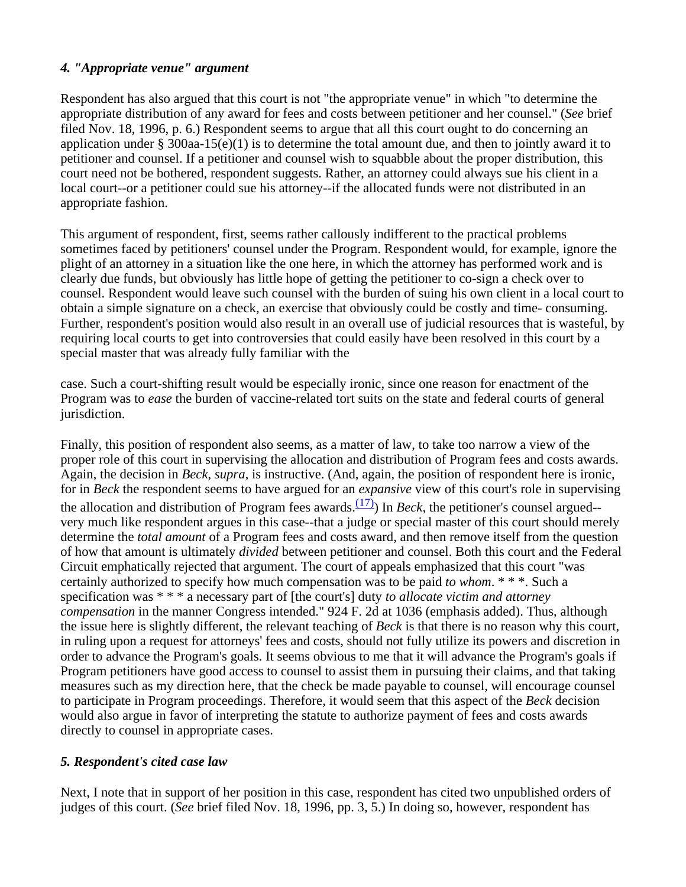#### *4. "Appropriate venue" argument*

Respondent has also argued that this court is not "the appropriate venue" in which "to determine the appropriate distribution of any award for fees and costs between petitioner and her counsel." (*See* brief filed Nov. 18, 1996, p. 6.) Respondent seems to argue that all this court ought to do concerning an application under § 300aa-15(e)(1) is to determine the total amount due, and then to jointly award it to petitioner and counsel. If a petitioner and counsel wish to squabble about the proper distribution, this court need not be bothered, respondent suggests. Rather, an attorney could always sue his client in a local court--or a petitioner could sue his attorney--if the allocated funds were not distributed in an appropriate fashion.

This argument of respondent, first, seems rather callously indifferent to the practical problems sometimes faced by petitioners' counsel under the Program. Respondent would, for example, ignore the plight of an attorney in a situation like the one here, in which the attorney has performed work and is clearly due funds, but obviously has little hope of getting the petitioner to co-sign a check over to counsel. Respondent would leave such counsel with the burden of suing his own client in a local court to obtain a simple signature on a check, an exercise that obviously could be costly and time- consuming. Further, respondent's position would also result in an overall use of judicial resources that is wasteful, by requiring local courts to get into controversies that could easily have been resolved in this court by a special master that was already fully familiar with the case. Such a court-shifting result would be especially ironic, since one reason for enactment of the Program was to *ease* the burden of vaccine-related tort suits on the state and federal courts of general jurisdiction.

Finally, this position of respondent also seems, as a matter of law, to take too narrow a view of the proper role of this court in supervising the allocation and distribution of Program fees and costs awards. Again, the decision in *Beck*, *supra*, is instructive. (And, again, the position of respondent here is ironic, for in *Beck* the respondent seems to have argued for an *expansive* view of this court's role in supervising the allocation and distribution of Program fees awards.[(17)]) In *Beck*, the petitioner's counsel argued--very much like respondent argues in this case--that a judge or special master of this court should merely determine the *total amount* of a Program fees and costs award, and then remove itself from the question of how that amount is ultimately *divided* between petitioner and counsel. Both this court and the Federal Circuit emphatically rejected that argument. The court of appeals emphasized that this court "was certainly authorized to specify how much compensation was to be paid *to whom*. * * *. Such a specification was * * * a necessary part of [the court's] duty *to allocate victim and attorney compensation* in the manner Congress intended." 924 F. 2d at 1036 (emphasis added). Thus, although the issue here is slightly different, the relevant teaching of *Beck* is that there is no reason why this court, in ruling upon a request for attorneys' fees and costs, should not fully utilize its powers and discretion in order to advance the Program's goals. It seems obvious to me that it will advance the Program's goals if Program petitioners have good access to counsel to assist them in pursuing their claims, and that taking measures such as my direction here, that the check be made payable to counsel, will encourage counsel to participate in Program proceedings. Therefore, it would seem that this aspect of the *Beck* decision would also argue in favor of interpreting the statute to authorize payment of fees and costs awards directly to counsel in appropriate cases.

#### *5. Respondent's cited case law*

Next, I note that in support of her position in this case, respondent has cited two unpublished orders of judges of this court. (*See* brief filed Nov. 18, 1996, pp. 3, 5.) In doing so, however, respondent has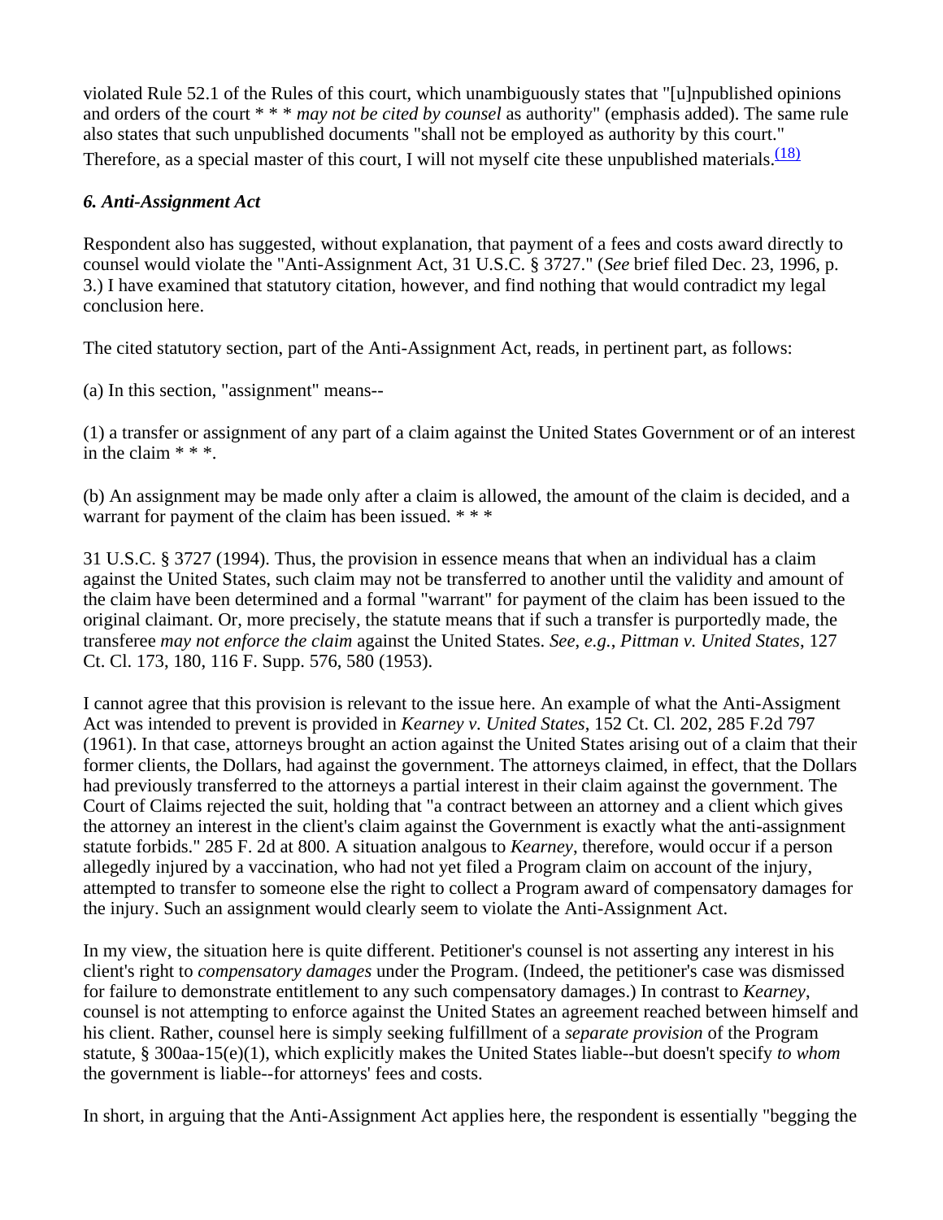violated Rule 52.1 of the Rules of this court, which unambiguously states that "[u]npublished opinions and orders of the court * * * *may not be cited by counsel* as authority" (emphasis added). The same rule also states that such unpublished documents "shall not be employed as authority by this court." Therefore, as a special master of this court, I will not myself cite these unpublished materials.(18)

### *6. Anti-Assignment Act*

Respondent also has suggested, without explanation, that payment of a fees and costs award directly to counsel would violate the "Anti-Assignment Act, 31 U.S.C. § 3727." (*See* brief filed Dec. 23, 1996, p. 3.) I have examined that statutory citation, however, and find nothing that would contradict my legal conclusion here.

The cited statutory section, part of the Anti-Assignment Act, reads, in pertinent part, as follows:

(a) In this section, "assignment" means--

(1) a transfer or assignment of any part of a claim against the United States Government or of an interest in the claim * * *.

(b) An assignment may be made only after a claim is allowed, the amount of the claim is decided, and a warrant for payment of the claim has been issued. * * *

31 U.S.C. § 3727 (1994). Thus, the provision in essence means that when an individual has a claim against the United States, such claim may not be transferred to another until the validity and amount of the claim have been determined and a formal "warrant" for payment of the claim has been issued to the original claimant. Or, more precisely, the statute means that if such a transfer is purportedly made, the transferee *may not enforce the claim* against the United States. *See, e.g.*, *Pittman v. United States*, 127 Ct. Cl. 173, 180, 116 F. Supp. 576, 580 (1953).

I cannot agree that this provision is relevant to the issue here. An example of what the Anti-Assigment Act was intended to prevent is provided in *Kearney v. United States*, 152 Ct. Cl. 202, 285 F.2d 797 (1961). In that case, attorneys brought an action against the United States arising out of a claim that their former clients, the Dollars, had against the government. The attorneys claimed, in effect, that the Dollars had previously transferred to the attorneys a partial interest in their claim against the government. The Court of Claims rejected the suit, holding that "a contract between an attorney and a client which gives the attorney an interest in the client's claim against the Government is exactly what the anti-assignment statute forbids." 285 F. 2d at 800. A situation analgous to *Kearney*, therefore, would occur if a person allegedly injured by a vaccination, who had not yet filed a Program claim on account of the injury, attempted to transfer to someone else the right to collect a Program award of compensatory damages for the injury. Such an assignment would clearly seem to violate the Anti-Assignment Act.

In my view, the situation here is quite different. Petitioner's counsel is not asserting any interest in his client's right to *compensatory damages* under the Program. (Indeed, the petitioner's case was dismissed for failure to demonstrate entitlement to any such compensatory damages.) In contrast to *Kearney*, counsel is not attempting to enforce against the United States an agreement reached between himself and his client. Rather, counsel here is simply seeking fulfillment of a *separate provision* of the Program statute, § 300aa-15(e)(1), which explicitly makes the United States liable--but doesn't specify *to whom* the government is liable--for attorneys' fees and costs.

In short, in arguing that the Anti-Assignment Act applies here, the respondent is essentially "begging the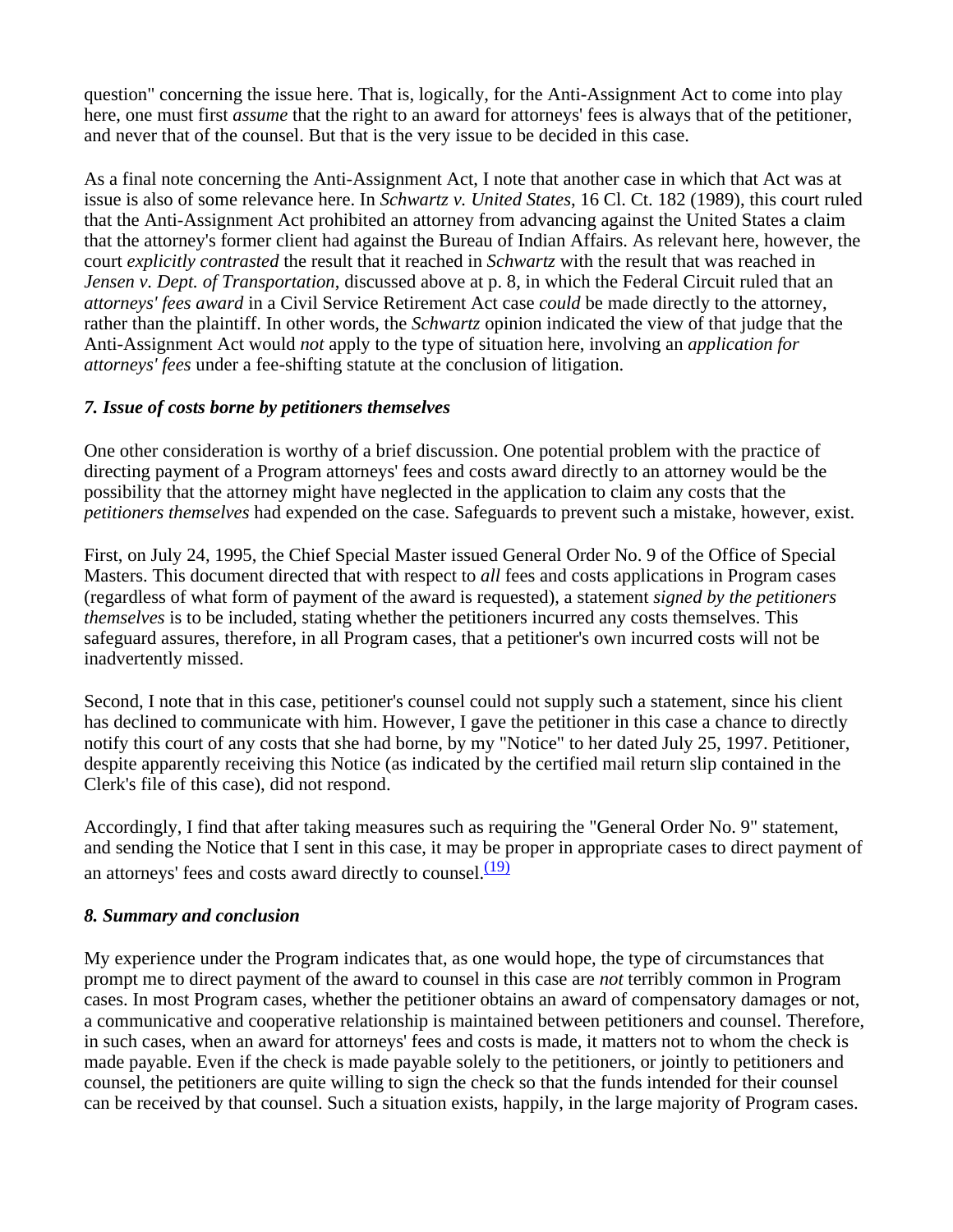question" concerning the issue here. That is, logically, for the Anti-Assignment Act to come into play here, one must first *assume* that the right to an award for attorneys' fees is always that of the petitioner, and never that of the counsel. But that is the very issue to be decided in this case.

As a final note concerning the Anti-Assignment Act, I note that another case in which that Act was at issue is also of some relevance here. In *Schwartz v. United States*, 16 Cl. Ct. 182 (1989), this court ruled that the Anti-Assignment Act prohibited an attorney from advancing against the United States a claim that the attorney's former client had against the Bureau of Indian Affairs. As relevant here, however, the court *explicitly contrasted* the result that it reached in *Schwartz* with the result that was reached in *Jensen v. Dept. of Transportation*, discussed above at p. 8, in which the Federal Circuit ruled that an *attorneys' fees award* in a Civil Service Retirement Act case *could* be made directly to the attorney, rather than the plaintiff. In other words, the *Schwartz* opinion indicated the view of that judge that the Anti-Assignment Act would *not* apply to the type of situation here, involving an *application for attorneys' fees* under a fee-shifting statute at the conclusion of litigation.

### *7. Issue of costs borne by petitioners themselves*

One other consideration is worthy of a brief discussion. One potential problem with the practice of directing payment of a Program attorneys' fees and costs award directly to an attorney would be the possibility that the attorney might have neglected in the application to claim any costs that the *petitioners themselves* had expended on the case. Safeguards to prevent such a mistake, however, exist.

First, on July 24, 1995, the Chief Special Master issued General Order No. 9 of the Office of Special Masters. This document directed that with respect to *all* fees and costs applications in Program cases (regardless of what form of payment of the award is requested), a statement *signed by the petitioners themselves* is to be included, stating whether the petitioners incurred any costs themselves. This safeguard assures, therefore, in all Program cases, that a petitioner's own incurred costs will not be inadvertently missed.

Second, I note that in this case, petitioner's counsel could not supply such a statement, since his client has declined to communicate with him. However, I gave the petitioner in this case a chance to directly notify this court of any costs that she had borne, by my "Notice" to her dated July 25, 1997. Petitioner, despite apparently receiving this Notice (as indicated by the certified mail return slip contained in the Clerk's file of this case), did not respond.

Accordingly, I find that after taking measures such as requiring the "General Order No. 9" statement, and sending the Notice that I sent in this case, it may be proper in appropriate cases to direct payment of an attorneys' fees and costs award directly to counsel.[(19)]

### *8. Summary and conclusion*

My experience under the Program indicates that, as one would hope, the type of circumstances that prompt me to direct payment of the award to counsel in this case are *not* terribly common in Program cases. In most Program cases, whether the petitioner obtains an award of compensatory damages or not, a communicative and cooperative relationship is maintained between petitioners and counsel. Therefore, in such cases, when an award for attorneys' fees and costs is made, it matters not to whom the check is made payable. Even if the check is made payable solely to the petitioners, or jointly to petitioners and counsel, the petitioners are quite willing to sign the check so that the funds intended for their counsel can be received by that counsel. Such a situation exists, happily, in the large majority of Program cases.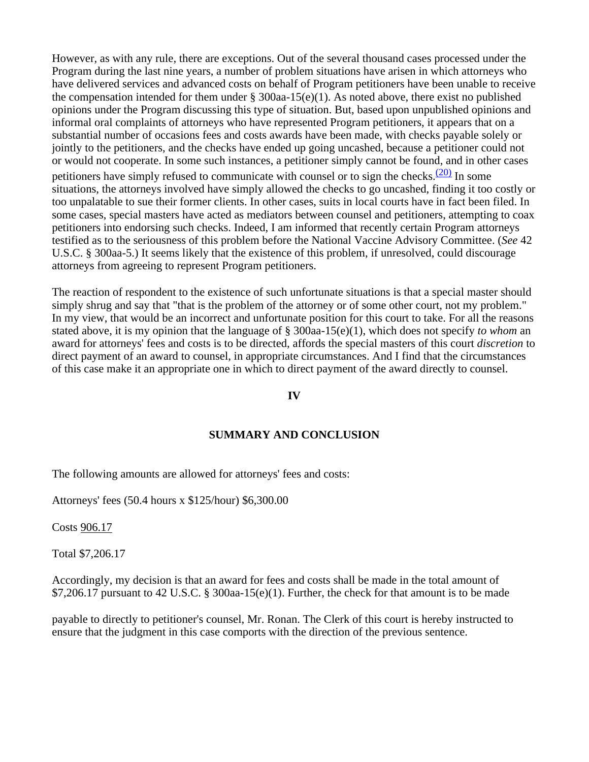However, as with any rule, there are exceptions. Out of the several thousand cases processed under the Program during the last nine years, a number of problem situations have arisen in which attorneys who have delivered services and advanced costs on behalf of Program petitioners have been unable to receive the compensation intended for them under § 300aa-15(e)(1). As noted above, there exist no published opinions under the Program discussing this type of situation. But, based upon unpublished opinions and informal oral complaints of attorneys who have represented Program petitioners, it appears that on a substantial number of occasions fees and costs awards have been made, with checks payable solely or jointly to the petitioners, and the checks have ended up going uncashed, because a petitioner could not or would not cooperate. In some such instances, a petitioner simply cannot be found, and in other cases petitioners have simply refused to communicate with counsel or to sign the checks.[(20)] In some situations, the attorneys involved have simply allowed the checks to go uncashed, finding it too costly or too unpalatable to sue their former clients. In other cases, suits in local courts have in fact been filed. In some cases, special masters have acted as mediators between counsel and petitioners, attempting to coax petitioners into endorsing such checks. Indeed, I am informed that recently certain Program attorneys testified as to the seriousness of this problem before the National Vaccine Advisory Committee. (*See* 42 U.S.C. § 300aa-5.) It seems likely that the existence of this problem, if unresolved, could discourage attorneys from agreeing to represent Program petitioners.

The reaction of respondent to the existence of such unfortunate situations is that a special master should simply shrug and say that "that is the problem of the attorney or of some other court, not my problem." In my view, that would be an incorrect and unfortunate position for this court to take. For all the reasons stated above, it is my opinion that the language of § 300aa-15(e)(1), which does not specify *to whom* an award for attorneys' fees and costs is to be directed, affords the special masters of this court *discretion* to direct payment of an award to counsel, in appropriate circumstances. And I find that the circumstances of this case make it an appropriate one in which to direct payment of the award directly to counsel.

## IV

## SUMMARY AND CONCLUSION

The following amounts are allowed for attorneys' fees and costs:

Attorneys' fees (50.4 hours x $125/hour) $6,300.00

Costs 906.17

Total $7,206.17

Accordingly, my decision is that an award for fees and costs shall be made in the total amount of $7,206.17 pursuant to 42 U.S.C. § 300aa-15(e)(1). Further, the check for that amount is to be made payable to directly to petitioner's counsel, Mr. Ronan. The Clerk of this court is hereby instructed to ensure that the judgment in this case comports with the direction of the previous sentence.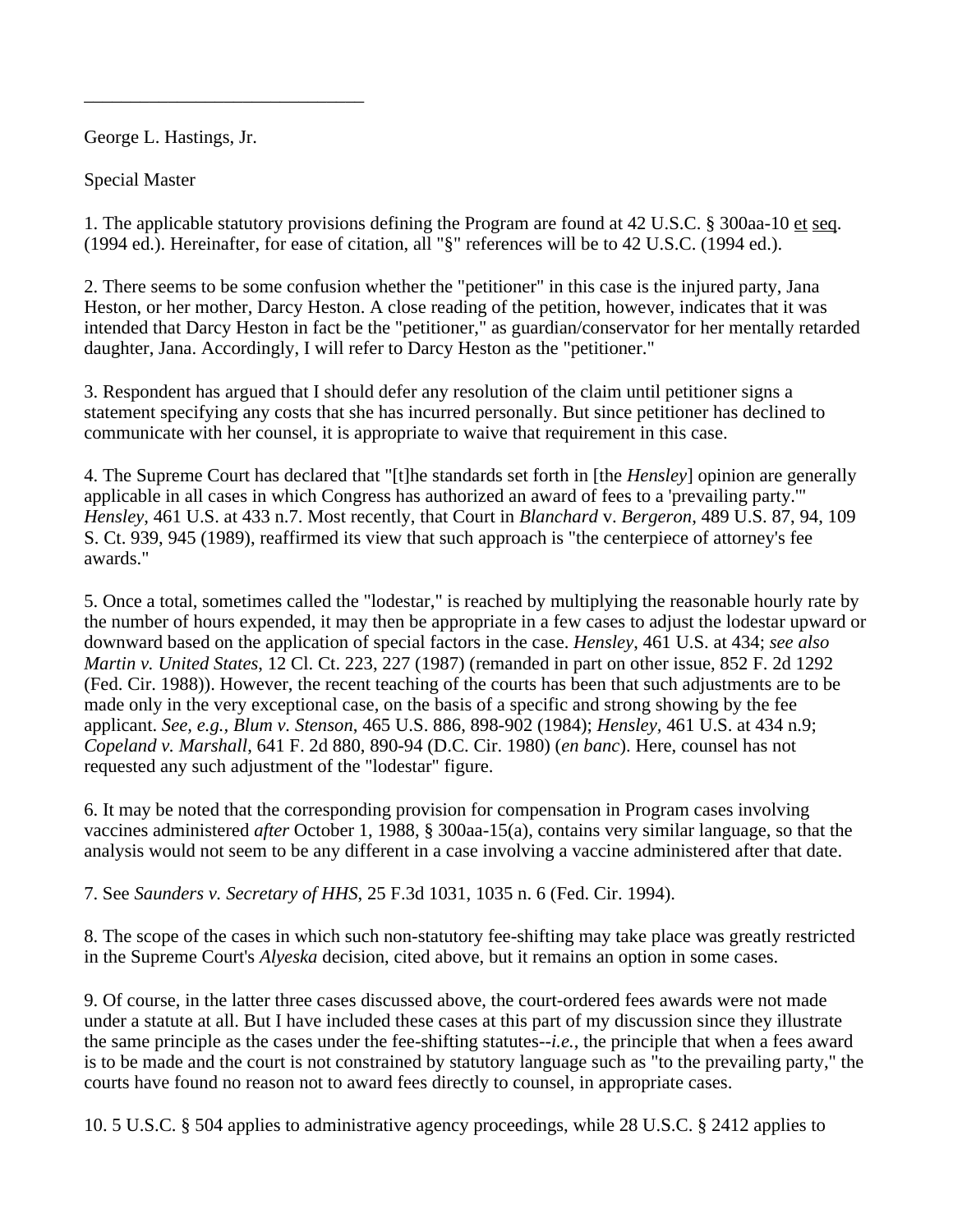______________________________

George L. Hastings, Jr.

Special Master

1. The applicable statutory provisions defining the Program are found at 42 U.S.C. § 300aa-10 et seq. (1994 ed.). Hereinafter, for ease of citation, all "§" references will be to 42 U.S.C. (1994 ed.).

2. There seems to be some confusion whether the "petitioner" in this case is the injured party, Jana Heston, or her mother, Darcy Heston. A close reading of the petition, however, indicates that it was intended that Darcy Heston in fact be the "petitioner," as guardian/conservator for her mentally retarded daughter, Jana. Accordingly, I will refer to Darcy Heston as the "petitioner."

3. Respondent has argued that I should defer any resolution of the claim until petitioner signs a statement specifying any costs that she has incurred personally. But since petitioner has declined to communicate with her counsel, it is appropriate to waive that requirement in this case.

4. The Supreme Court has declared that "[t]he standards set forth in [the *Hensley*] opinion are generally applicable in all cases in which Congress has authorized an award of fees to a 'prevailing party.'" *Hensley*, 461 U.S. at 433 n.7. Most recently, that Court in *Blanchard* v. *Bergeron*, 489 U.S. 87, 94, 109 S. Ct. 939, 945 (1989), reaffirmed its view that such approach is "the centerpiece of attorney's fee awards."

5. Once a total, sometimes called the "lodestar," is reached by multiplying the reasonable hourly rate by the number of hours expended, it may then be appropriate in a few cases to adjust the lodestar upward or downward based on the application of special factors in the case. *Hensley*, 461 U.S. at 434; *see also Martin v. United States*, 12 Cl. Ct. 223, 227 (1987) (remanded in part on other issue, 852 F. 2d 1292 (Fed. Cir. 1988)). However, the recent teaching of the courts has been that such adjustments are to be made only in the very exceptional case, on the basis of a specific and strong showing by the fee applicant. *See, e.g., Blum v. Stenson*, 465 U.S. 886, 898-902 (1984); *Hensley*, 461 U.S. at 434 n.9; *Copeland v. Marshall*, 641 F. 2d 880, 890-94 (D.C. Cir. 1980) (*en banc*). Here, counsel has not requested any such adjustment of the "lodestar" figure.

6. It may be noted that the corresponding provision for compensation in Program cases involving vaccines administered *after* October 1, 1988, § 300aa-15(a), contains very similar language, so that the analysis would not seem to be any different in a case involving a vaccine administered after that date.

7. See *Saunders v. Secretary of HHS*, 25 F.3d 1031, 1035 n. 6 (Fed. Cir. 1994).

8. The scope of the cases in which such non-statutory fee-shifting may take place was greatly restricted in the Supreme Court's *Alyeska* decision, cited above, but it remains an option in some cases.

9. Of course, in the latter three cases discussed above, the court-ordered fees awards were not made under a statute at all. But I have included these cases at this part of my discussion since they illustrate the same principle as the cases under the fee-shifting statutes--*i.e.*, the principle that when a fees award is to be made and the court is not constrained by statutory language such as "to the prevailing party," the courts have found no reason not to award fees directly to counsel, in appropriate cases.

10. 5 U.S.C. § 504 applies to administrative agency proceedings, while 28 U.S.C. § 2412 applies to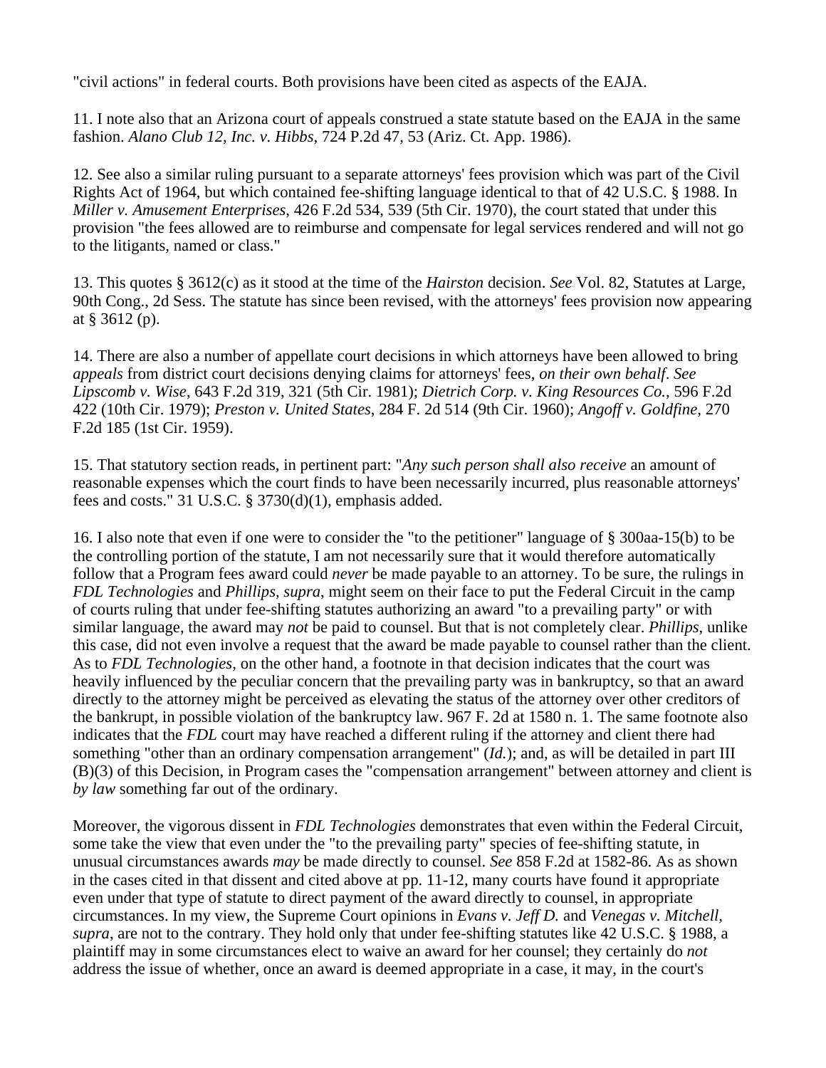"civil actions" in federal courts. Both provisions have been cited as aspects of the EAJA.

11. I note also that an Arizona court of appeals construed a state statute based on the EAJA in the same fashion. *Alano Club 12, Inc. v. Hibbs*, 724 P.2d 47, 53 (Ariz. Ct. App. 1986).

12. See also a similar ruling pursuant to a separate attorneys' fees provision which was part of the Civil Rights Act of 1964, but which contained fee-shifting language identical to that of 42 U.S.C. § 1988. In *Miller v. Amusement Enterprises*, 426 F.2d 534, 539 (5th Cir. 1970), the court stated that under this provision "the fees allowed are to reimburse and compensate for legal services rendered and will not go to the litigants, named or class."

13. This quotes § 3612(c) as it stood at the time of the *Hairston* decision. *See* Vol. 82, Statutes at Large, 90th Cong., 2d Sess. The statute has since been revised, with the attorneys' fees provision now appearing at § 3612 (p).

14. There are also a number of appellate court decisions in which attorneys have been allowed to bring *appeals* from district court decisions denying claims for attorneys' fees, *on their own behalf*. *See Lipscomb v. Wise*, 643 F.2d 319, 321 (5th Cir. 1981); *Dietrich Corp. v. King Resources Co.*, 596 F.2d 422 (10th Cir. 1979); *Preston v. United States*, 284 F. 2d 514 (9th Cir. 1960); *Angoff v. Goldfine*, 270 F.2d 185 (1st Cir. 1959).

15. That statutory section reads, in pertinent part: "*Any such person shall also receive* an amount of reasonable expenses which the court finds to have been necessarily incurred, plus reasonable attorneys' fees and costs." 31 U.S.C. § 3730(d)(1), emphasis added.

16. I also note that even if one were to consider the "to the petitioner" language of § 300aa-15(b) to be the controlling portion of the statute, I am not necessarily sure that it would therefore automatically follow that a Program fees award could *never* be made payable to an attorney. To be sure, the rulings in *FDL Technologies* and *Phillips*, *supra*, might seem on their face to put the Federal Circuit in the camp of courts ruling that under fee-shifting statutes authorizing an award "to a prevailing party" or with similar language, the award may *not* be paid to counsel. But that is not completely clear. *Phillips*, unlike this case, did not even involve a request that the award be made payable to counsel rather than the client. As to *FDL Technologies*, on the other hand, a footnote in that decision indicates that the court was heavily influenced by the peculiar concern that the prevailing party was in bankruptcy, so that an award directly to the attorney might be perceived as elevating the status of the attorney over other creditors of the bankrupt, in possible violation of the bankruptcy law. 967 F. 2d at 1580 n. 1. The same footnote also indicates that the *FDL* court may have reached a different ruling if the attorney and client there had something "other than an ordinary compensation arrangement" (*Id.*); and, as will be detailed in part III (B)(3) of this Decision, in Program cases the "compensation arrangement" between attorney and client is *by law* something far out of the ordinary.

Moreover, the vigorous dissent in *FDL Technologies* demonstrates that even within the Federal Circuit, some take the view that even under the "to the prevailing party" species of fee-shifting statute, in unusual circumstances awards *may* be made directly to counsel. *See* 858 F.2d at 1582-86. As as shown in the cases cited in that dissent and cited above at pp. 11-12, many courts have found it appropriate even under that type of statute to direct payment of the award directly to counsel, in appropriate circumstances. In my view, the Supreme Court opinions in *Evans v. Jeff D.* and *Venegas v. Mitchell*, *supra*, are not to the contrary. They hold only that under fee-shifting statutes like 42 U.S.C. § 1988, a plaintiff may in some circumstances elect to waive an award for her counsel; they certainly do *not* address the issue of whether, once an award is deemed appropriate in a case, it may, in the court's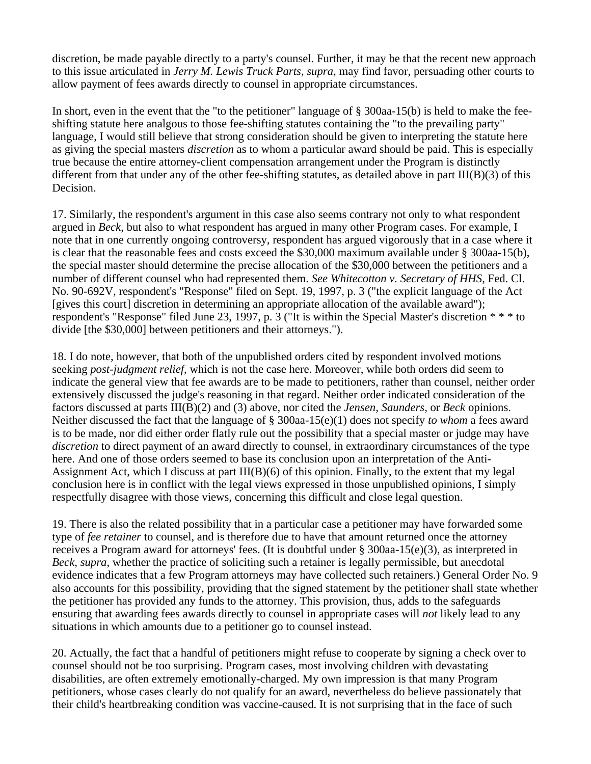discretion, be made payable directly to a party's counsel. Further, it may be that the recent new approach to this issue articulated in *Jerry M. Lewis Truck Parts*, *supra*, may find favor, persuading other courts to allow payment of fees awards directly to counsel in appropriate circumstances.

In short, even in the event that the "to the petitioner" language of § 300aa-15(b) is held to make the fee-shifting statute here analgous to those fee-shifting statutes containing the "to the prevailing party" language, I would still believe that strong consideration should be given to interpreting the statute here as giving the special masters *discretion* as to whom a particular award should be paid. This is especially true because the entire attorney-client compensation arrangement under the Program is distinctly different from that under any of the other fee-shifting statutes, as detailed above in part III(B)(3) of this Decision.

17. Similarly, the respondent's argument in this case also seems contrary not only to what respondent argued in *Beck*, but also to what respondent has argued in many other Program cases. For example, I note that in one currently ongoing controversy, respondent has argued vigorously that in a case where it is clear that the reasonable fees and costs exceed the $30,000 maximum available under § 300aa-15(b), the special master should determine the precise allocation of the $30,000 between the petitioners and a number of different counsel who had represented them. *See Whitecotton v. Secretary of HHS*, Fed. Cl. No. 90-692V, respondent's "Response" filed on Sept. 19, 1997, p. 3 ("the explicit language of the Act [gives this court] discretion in determining an appropriate allocation of the available award"); respondent's "Response" filed June 23, 1997, p. 3 ("It is within the Special Master's discretion * * * to divide [the $30,000] between petitioners and their attorneys.").

18. I do note, however, that both of the unpublished orders cited by respondent involved motions seeking *post-judgment relief*, which is not the case here. Moreover, while both orders did seem to indicate the general view that fee awards are to be made to petitioners, rather than counsel, neither order extensively discussed the judge's reasoning in that regard. Neither order indicated consideration of the factors discussed at parts III(B)(2) and (3) above, nor cited the *Jensen, Saunders*, or *Beck* opinions. Neither discussed the fact that the language of § 300aa-15(e)(1) does not specify *to whom* a fees award is to be made, nor did either order flatly rule out the possibility that a special master or judge may have *discretion* to direct payment of an award directly to counsel, in extraordinary circumstances of the type here. And one of those orders seemed to base its conclusion upon an interpretation of the Anti-Assignment Act, which I discuss at part III(B)(6) of this opinion. Finally, to the extent that my legal conclusion here is in conflict with the legal views expressed in those unpublished opinions, I simply respectfully disagree with those views, concerning this difficult and close legal question.

19. There is also the related possibility that in a particular case a petitioner may have forwarded some type of *fee retainer* to counsel, and is therefore due to have that amount returned once the attorney receives a Program award for attorneys' fees. (It is doubtful under § 300aa-15(e)(3), as interpreted in *Beck, supra*, whether the practice of soliciting such a retainer is legally permissible, but anecdotal evidence indicates that a few Program attorneys may have collected such retainers.) General Order No. 9 also accounts for this possibility, providing that the signed statement by the petitioner shall state whether the petitioner has provided any funds to the attorney. This provision, thus, adds to the safeguards ensuring that awarding fees awards directly to counsel in appropriate cases will *not* likely lead to any situations in which amounts due to a petitioner go to counsel instead.

20. Actually, the fact that a handful of petitioners might refuse to cooperate by signing a check over to counsel should not be too surprising. Program cases, most involving children with devastating disabilities, are often extremely emotionally-charged. My own impression is that many Program petitioners, whose cases clearly do not qualify for an award, nevertheless do believe passionately that their child's heartbreaking condition was vaccine-caused. It is not surprising that in the face of such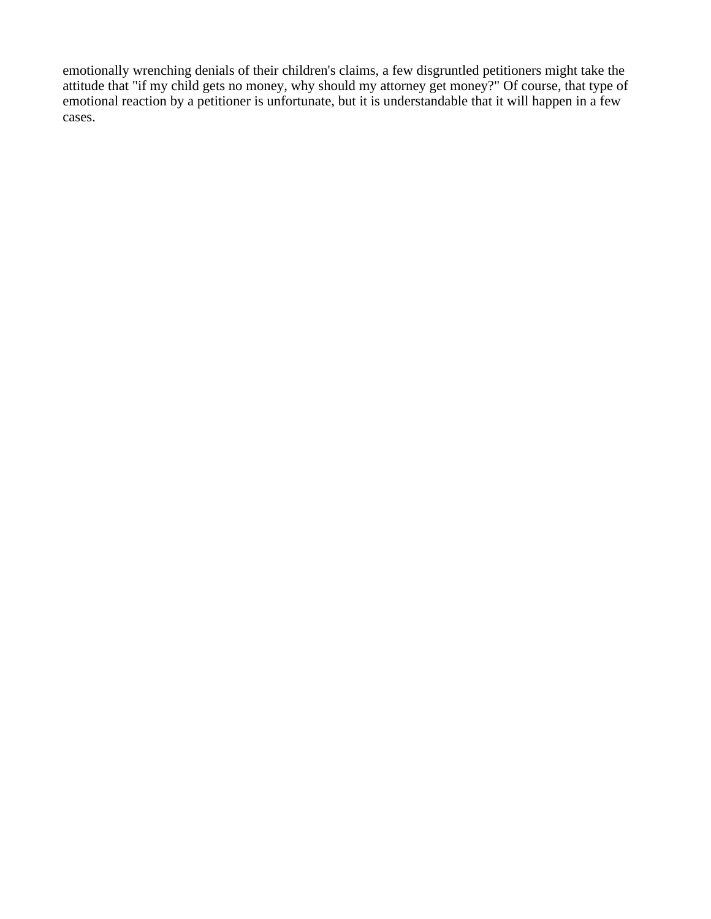emotionally wrenching denials of their children's claims, a few disgruntled petitioners might take the attitude that "if my child gets no money, why should my attorney get money?" Of course, that type of emotional reaction by a petitioner is unfortunate, but it is understandable that it will happen in a few cases.